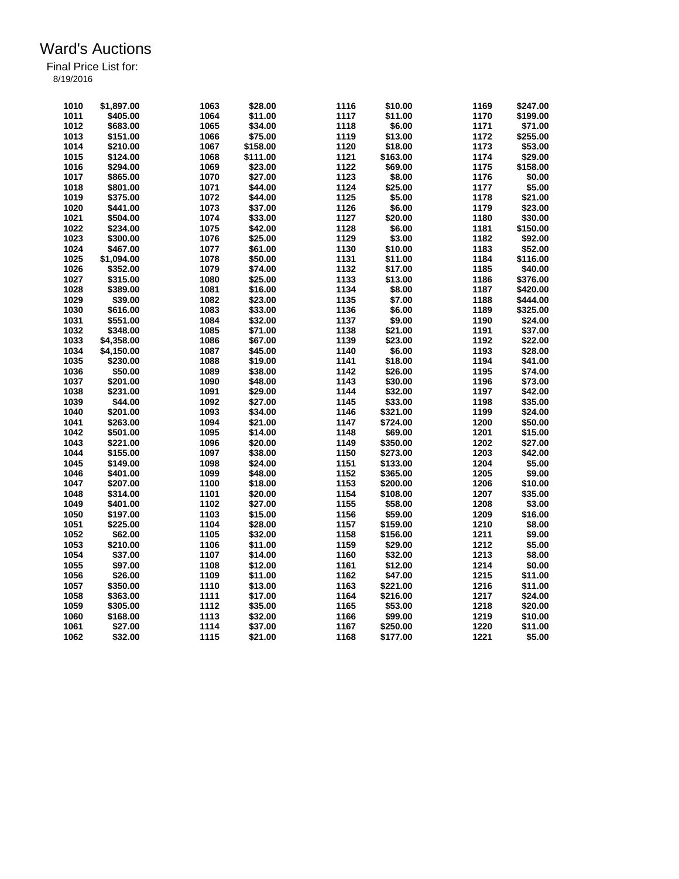# Ward's Auctions

Final Price List for:

8/19/2016

| Lot | Price | Lot | Price | Lot | Price | Lot | Price |
|---|---|---|---|---|---|---|---|
| 1010 | $1,897.00 | 1063 | $28.00 | 1116 | $10.00 | 1169 | $247.00 |
| 1011 | $405.00 | 1064 | $11.00 | 1117 | $11.00 | 1170 | $199.00 |
| 1012 | $683.00 | 1065 | $34.00 | 1118 | $6.00 | 1171 | $71.00 |
| 1013 | $151.00 | 1066 | $75.00 | 1119 | $13.00 | 1172 | $255.00 |
| 1014 | $210.00 | 1067 | $158.00 | 1120 | $18.00 | 1173 | $53.00 |
| 1015 | $124.00 | 1068 | $111.00 | 1121 | $163.00 | 1174 | $29.00 |
| 1016 | $294.00 | 1069 | $23.00 | 1122 | $69.00 | 1175 | $158.00 |
| 1017 | $865.00 | 1070 | $27.00 | 1123 | $8.00 | 1176 | $0.00 |
| 1018 | $801.00 | 1071 | $44.00 | 1124 | $25.00 | 1177 | $5.00 |
| 1019 | $375.00 | 1072 | $44.00 | 1125 | $5.00 | 1178 | $21.00 |
| 1020 | $441.00 | 1073 | $37.00 | 1126 | $6.00 | 1179 | $23.00 |
| 1021 | $504.00 | 1074 | $33.00 | 1127 | $20.00 | 1180 | $30.00 |
| 1022 | $234.00 | 1075 | $42.00 | 1128 | $6.00 | 1181 | $150.00 |
| 1023 | $300.00 | 1076 | $25.00 | 1129 | $3.00 | 1182 | $92.00 |
| 1024 | $467.00 | 1077 | $61.00 | 1130 | $10.00 | 1183 | $52.00 |
| 1025 | $1,094.00 | 1078 | $50.00 | 1131 | $11.00 | 1184 | $116.00 |
| 1026 | $352.00 | 1079 | $74.00 | 1132 | $17.00 | 1185 | $40.00 |
| 1027 | $315.00 | 1080 | $25.00 | 1133 | $13.00 | 1186 | $376.00 |
| 1028 | $389.00 | 1081 | $16.00 | 1134 | $8.00 | 1187 | $420.00 |
| 1029 | $39.00 | 1082 | $23.00 | 1135 | $7.00 | 1188 | $444.00 |
| 1030 | $616.00 | 1083 | $33.00 | 1136 | $6.00 | 1189 | $325.00 |
| 1031 | $551.00 | 1084 | $32.00 | 1137 | $9.00 | 1190 | $24.00 |
| 1032 | $348.00 | 1085 | $71.00 | 1138 | $21.00 | 1191 | $37.00 |
| 1033 | $4,358.00 | 1086 | $67.00 | 1139 | $23.00 | 1192 | $22.00 |
| 1034 | $4,150.00 | 1087 | $45.00 | 1140 | $6.00 | 1193 | $28.00 |
| 1035 | $230.00 | 1088 | $19.00 | 1141 | $18.00 | 1194 | $41.00 |
| 1036 | $50.00 | 1089 | $38.00 | 1142 | $26.00 | 1195 | $74.00 |
| 1037 | $201.00 | 1090 | $48.00 | 1143 | $30.00 | 1196 | $73.00 |
| 1038 | $231.00 | 1091 | $29.00 | 1144 | $32.00 | 1197 | $42.00 |
| 1039 | $44.00 | 1092 | $27.00 | 1145 | $33.00 | 1198 | $35.00 |
| 1040 | $201.00 | 1093 | $34.00 | 1146 | $321.00 | 1199 | $24.00 |
| 1041 | $263.00 | 1094 | $21.00 | 1147 | $724.00 | 1200 | $50.00 |
| 1042 | $501.00 | 1095 | $14.00 | 1148 | $69.00 | 1201 | $15.00 |
| 1043 | $221.00 | 1096 | $20.00 | 1149 | $350.00 | 1202 | $27.00 |
| 1044 | $155.00 | 1097 | $38.00 | 1150 | $273.00 | 1203 | $42.00 |
| 1045 | $149.00 | 1098 | $24.00 | 1151 | $133.00 | 1204 | $5.00 |
| 1046 | $401.00 | 1099 | $48.00 | 1152 | $365.00 | 1205 | $9.00 |
| 1047 | $207.00 | 1100 | $18.00 | 1153 | $200.00 | 1206 | $10.00 |
| 1048 | $314.00 | 1101 | $20.00 | 1154 | $108.00 | 1207 | $35.00 |
| 1049 | $401.00 | 1102 | $27.00 | 1155 | $58.00 | 1208 | $3.00 |
| 1050 | $197.00 | 1103 | $15.00 | 1156 | $59.00 | 1209 | $16.00 |
| 1051 | $225.00 | 1104 | $28.00 | 1157 | $159.00 | 1210 | $8.00 |
| 1052 | $62.00 | 1105 | $32.00 | 1158 | $156.00 | 1211 | $9.00 |
| 1053 | $210.00 | 1106 | $11.00 | 1159 | $29.00 | 1212 | $5.00 |
| 1054 | $37.00 | 1107 | $14.00 | 1160 | $32.00 | 1213 | $8.00 |
| 1055 | $97.00 | 1108 | $12.00 | 1161 | $12.00 | 1214 | $0.00 |
| 1056 | $26.00 | 1109 | $11.00 | 1162 | $47.00 | 1215 | $11.00 |
| 1057 | $350.00 | 1110 | $13.00 | 1163 | $221.00 | 1216 | $11.00 |
| 1058 | $363.00 | 1111 | $17.00 | 1164 | $216.00 | 1217 | $24.00 |
| 1059 | $305.00 | 1112 | $35.00 | 1165 | $53.00 | 1218 | $20.00 |
| 1060 | $168.00 | 1113 | $32.00 | 1166 | $99.00 | 1219 | $10.00 |
| 1061 | $27.00 | 1114 | $37.00 | 1167 | $250.00 | 1220 | $11.00 |
| 1062 | $32.00 | 1115 | $21.00 | 1168 | $177.00 | 1221 | $5.00 |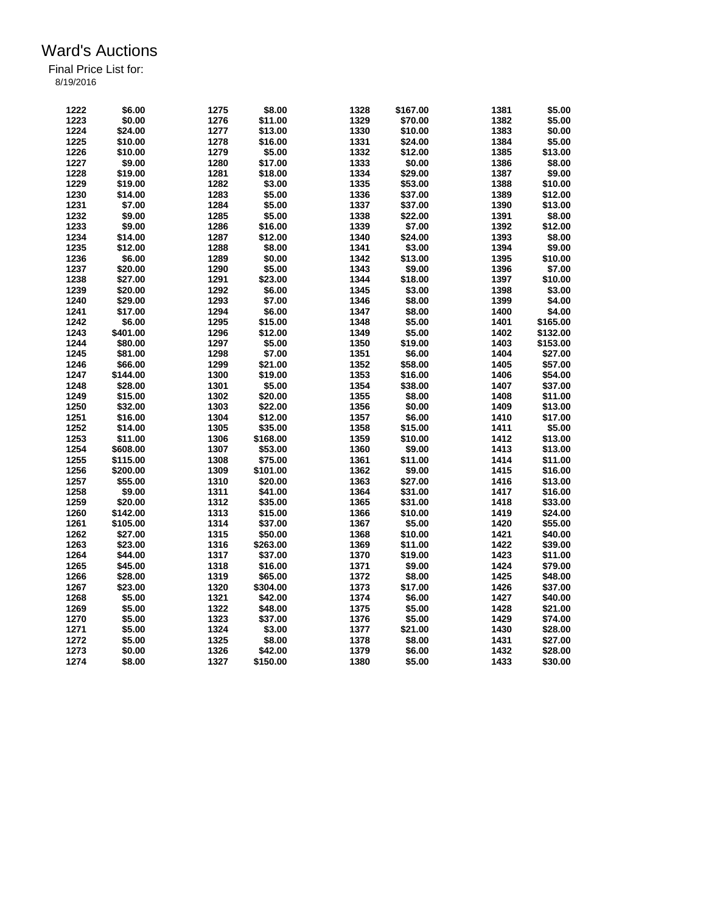# Ward's Auctions

Final Price List for:
8/19/2016

| Lot | Price | Lot | Price | Lot | Price | Lot | Price |
|---|---|---|---|---|---|---|---|
| 1222 | $6.00 | 1275 | $8.00 | 1328 | $167.00 | 1381 | $5.00 |
| 1223 | $0.00 | 1276 | $11.00 | 1329 | $70.00 | 1382 | $5.00 |
| 1224 | $24.00 | 1277 | $13.00 | 1330 | $10.00 | 1383 | $0.00 |
| 1225 | $10.00 | 1278 | $16.00 | 1331 | $24.00 | 1384 | $5.00 |
| 1226 | $10.00 | 1279 | $5.00 | 1332 | $12.00 | 1385 | $13.00 |
| 1227 | $9.00 | 1280 | $17.00 | 1333 | $0.00 | 1386 | $8.00 |
| 1228 | $19.00 | 1281 | $18.00 | 1334 | $29.00 | 1387 | $9.00 |
| 1229 | $19.00 | 1282 | $3.00 | 1335 | $53.00 | 1388 | $10.00 |
| 1230 | $14.00 | 1283 | $5.00 | 1336 | $37.00 | 1389 | $12.00 |
| 1231 | $7.00 | 1284 | $5.00 | 1337 | $37.00 | 1390 | $13.00 |
| 1232 | $9.00 | 1285 | $5.00 | 1338 | $22.00 | 1391 | $8.00 |
| 1233 | $9.00 | 1286 | $16.00 | 1339 | $7.00 | 1392 | $12.00 |
| 1234 | $14.00 | 1287 | $12.00 | 1340 | $24.00 | 1393 | $8.00 |
| 1235 | $12.00 | 1288 | $8.00 | 1341 | $3.00 | 1394 | $9.00 |
| 1236 | $6.00 | 1289 | $0.00 | 1342 | $13.00 | 1395 | $10.00 |
| 1237 | $20.00 | 1290 | $5.00 | 1343 | $9.00 | 1396 | $7.00 |
| 1238 | $27.00 | 1291 | $23.00 | 1344 | $18.00 | 1397 | $10.00 |
| 1239 | $20.00 | 1292 | $6.00 | 1345 | $3.00 | 1398 | $3.00 |
| 1240 | $29.00 | 1293 | $7.00 | 1346 | $8.00 | 1399 | $4.00 |
| 1241 | $17.00 | 1294 | $6.00 | 1347 | $8.00 | 1400 | $4.00 |
| 1242 | $6.00 | 1295 | $15.00 | 1348 | $5.00 | 1401 | $165.00 |
| 1243 | $401.00 | 1296 | $12.00 | 1349 | $5.00 | 1402 | $132.00 |
| 1244 | $80.00 | 1297 | $5.00 | 1350 | $19.00 | 1403 | $153.00 |
| 1245 | $81.00 | 1298 | $7.00 | 1351 | $6.00 | 1404 | $27.00 |
| 1246 | $66.00 | 1299 | $21.00 | 1352 | $58.00 | 1405 | $57.00 |
| 1247 | $144.00 | 1300 | $19.00 | 1353 | $16.00 | 1406 | $54.00 |
| 1248 | $28.00 | 1301 | $5.00 | 1354 | $38.00 | 1407 | $37.00 |
| 1249 | $15.00 | 1302 | $20.00 | 1355 | $8.00 | 1408 | $11.00 |
| 1250 | $32.00 | 1303 | $22.00 | 1356 | $0.00 | 1409 | $13.00 |
| 1251 | $16.00 | 1304 | $12.00 | 1357 | $6.00 | 1410 | $17.00 |
| 1252 | $14.00 | 1305 | $35.00 | 1358 | $15.00 | 1411 | $5.00 |
| 1253 | $11.00 | 1306 | $168.00 | 1359 | $10.00 | 1412 | $13.00 |
| 1254 | $608.00 | 1307 | $53.00 | 1360 | $9.00 | 1413 | $13.00 |
| 1255 | $115.00 | 1308 | $75.00 | 1361 | $11.00 | 1414 | $11.00 |
| 1256 | $200.00 | 1309 | $101.00 | 1362 | $9.00 | 1415 | $16.00 |
| 1257 | $55.00 | 1310 | $20.00 | 1363 | $27.00 | 1416 | $13.00 |
| 1258 | $9.00 | 1311 | $41.00 | 1364 | $31.00 | 1417 | $16.00 |
| 1259 | $20.00 | 1312 | $35.00 | 1365 | $31.00 | 1418 | $33.00 |
| 1260 | $142.00 | 1313 | $15.00 | 1366 | $10.00 | 1419 | $24.00 |
| 1261 | $105.00 | 1314 | $37.00 | 1367 | $5.00 | 1420 | $55.00 |
| 1262 | $27.00 | 1315 | $50.00 | 1368 | $10.00 | 1421 | $40.00 |
| 1263 | $23.00 | 1316 | $263.00 | 1369 | $11.00 | 1422 | $39.00 |
| 1264 | $44.00 | 1317 | $37.00 | 1370 | $19.00 | 1423 | $11.00 |
| 1265 | $45.00 | 1318 | $16.00 | 1371 | $9.00 | 1424 | $79.00 |
| 1266 | $28.00 | 1319 | $65.00 | 1372 | $8.00 | 1425 | $48.00 |
| 1267 | $23.00 | 1320 | $304.00 | 1373 | $17.00 | 1426 | $37.00 |
| 1268 | $5.00 | 1321 | $42.00 | 1374 | $6.00 | 1427 | $40.00 |
| 1269 | $5.00 | 1322 | $48.00 | 1375 | $5.00 | 1428 | $21.00 |
| 1270 | $5.00 | 1323 | $37.00 | 1376 | $5.00 | 1429 | $74.00 |
| 1271 | $5.00 | 1324 | $3.00 | 1377 | $21.00 | 1430 | $28.00 |
| 1272 | $5.00 | 1325 | $8.00 | 1378 | $8.00 | 1431 | $27.00 |
| 1273 | $0.00 | 1326 | $42.00 | 1379 | $6.00 | 1432 | $28.00 |
| 1274 | $8.00 | 1327 | $150.00 | 1380 | $5.00 | 1433 | $30.00 |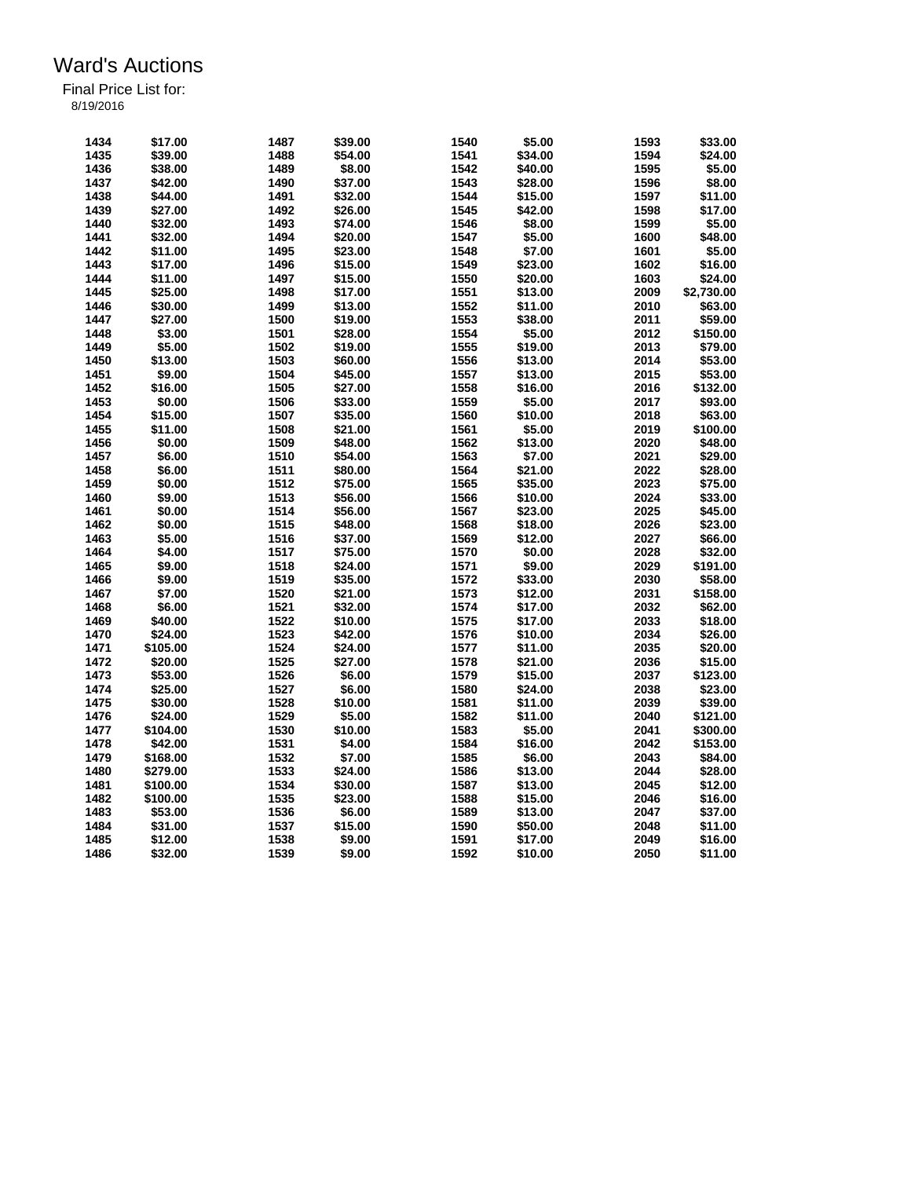# Ward's Auctions

Final Price List for:

8/19/2016

| Lot | Price | Lot | Price | Lot | Price | Lot | Price |
|---|---|---|---|---|---|---|---|
| 1434 | $17.00 | 1487 | $39.00 | 1540 | $5.00 | 1593 | $33.00 |
| 1435 | $39.00 | 1488 | $54.00 | 1541 | $34.00 | 1594 | $24.00 |
| 1436 | $38.00 | 1489 | $8.00 | 1542 | $40.00 | 1595 | $5.00 |
| 1437 | $42.00 | 1490 | $37.00 | 1543 | $28.00 | 1596 | $8.00 |
| 1438 | $44.00 | 1491 | $32.00 | 1544 | $15.00 | 1597 | $11.00 |
| 1439 | $27.00 | 1492 | $26.00 | 1545 | $42.00 | 1598 | $17.00 |
| 1440 | $32.00 | 1493 | $74.00 | 1546 | $8.00 | 1599 | $5.00 |
| 1441 | $32.00 | 1494 | $20.00 | 1547 | $5.00 | 1600 | $48.00 |
| 1442 | $11.00 | 1495 | $23.00 | 1548 | $7.00 | 1601 | $5.00 |
| 1443 | $17.00 | 1496 | $15.00 | 1549 | $23.00 | 1602 | $16.00 |
| 1444 | $11.00 | 1497 | $15.00 | 1550 | $20.00 | 1603 | $24.00 |
| 1445 | $25.00 | 1498 | $17.00 | 1551 | $13.00 | 2009 | $2,730.00 |
| 1446 | $30.00 | 1499 | $13.00 | 1552 | $11.00 | 2010 | $63.00 |
| 1447 | $27.00 | 1500 | $19.00 | 1553 | $38.00 | 2011 | $59.00 |
| 1448 | $3.00 | 1501 | $28.00 | 1554 | $5.00 | 2012 | $150.00 |
| 1449 | $5.00 | 1502 | $19.00 | 1555 | $19.00 | 2013 | $79.00 |
| 1450 | $13.00 | 1503 | $60.00 | 1556 | $13.00 | 2014 | $53.00 |
| 1451 | $9.00 | 1504 | $45.00 | 1557 | $13.00 | 2015 | $53.00 |
| 1452 | $16.00 | 1505 | $27.00 | 1558 | $16.00 | 2016 | $132.00 |
| 1453 | $0.00 | 1506 | $33.00 | 1559 | $5.00 | 2017 | $93.00 |
| 1454 | $15.00 | 1507 | $35.00 | 1560 | $10.00 | 2018 | $63.00 |
| 1455 | $11.00 | 1508 | $21.00 | 1561 | $5.00 | 2019 | $100.00 |
| 1456 | $0.00 | 1509 | $48.00 | 1562 | $13.00 | 2020 | $48.00 |
| 1457 | $6.00 | 1510 | $54.00 | 1563 | $7.00 | 2021 | $29.00 |
| 1458 | $6.00 | 1511 | $80.00 | 1564 | $21.00 | 2022 | $28.00 |
| 1459 | $0.00 | 1512 | $75.00 | 1565 | $35.00 | 2023 | $75.00 |
| 1460 | $9.00 | 1513 | $56.00 | 1566 | $10.00 | 2024 | $33.00 |
| 1461 | $0.00 | 1514 | $56.00 | 1567 | $23.00 | 2025 | $45.00 |
| 1462 | $0.00 | 1515 | $48.00 | 1568 | $18.00 | 2026 | $23.00 |
| 1463 | $5.00 | 1516 | $37.00 | 1569 | $12.00 | 2027 | $66.00 |
| 1464 | $4.00 | 1517 | $75.00 | 1570 | $0.00 | 2028 | $32.00 |
| 1465 | $9.00 | 1518 | $24.00 | 1571 | $9.00 | 2029 | $191.00 |
| 1466 | $9.00 | 1519 | $35.00 | 1572 | $33.00 | 2030 | $58.00 |
| 1467 | $7.00 | 1520 | $21.00 | 1573 | $12.00 | 2031 | $158.00 |
| 1468 | $6.00 | 1521 | $32.00 | 1574 | $17.00 | 2032 | $62.00 |
| 1469 | $40.00 | 1522 | $10.00 | 1575 | $17.00 | 2033 | $18.00 |
| 1470 | $24.00 | 1523 | $42.00 | 1576 | $10.00 | 2034 | $26.00 |
| 1471 | $105.00 | 1524 | $24.00 | 1577 | $11.00 | 2035 | $20.00 |
| 1472 | $20.00 | 1525 | $27.00 | 1578 | $21.00 | 2036 | $15.00 |
| 1473 | $53.00 | 1526 | $6.00 | 1579 | $15.00 | 2037 | $123.00 |
| 1474 | $25.00 | 1527 | $6.00 | 1580 | $24.00 | 2038 | $23.00 |
| 1475 | $30.00 | 1528 | $10.00 | 1581 | $11.00 | 2039 | $39.00 |
| 1476 | $24.00 | 1529 | $5.00 | 1582 | $11.00 | 2040 | $121.00 |
| 1477 | $104.00 | 1530 | $10.00 | 1583 | $5.00 | 2041 | $300.00 |
| 1478 | $42.00 | 1531 | $4.00 | 1584 | $16.00 | 2042 | $153.00 |
| 1479 | $168.00 | 1532 | $7.00 | 1585 | $6.00 | 2043 | $84.00 |
| 1480 | $279.00 | 1533 | $24.00 | 1586 | $13.00 | 2044 | $28.00 |
| 1481 | $100.00 | 1534 | $30.00 | 1587 | $13.00 | 2045 | $12.00 |
| 1482 | $100.00 | 1535 | $23.00 | 1588 | $15.00 | 2046 | $16.00 |
| 1483 | $53.00 | 1536 | $6.00 | 1589 | $13.00 | 2047 | $37.00 |
| 1484 | $31.00 | 1537 | $15.00 | 1590 | $50.00 | 2048 | $11.00 |
| 1485 | $12.00 | 1538 | $9.00 | 1591 | $17.00 | 2049 | $16.00 |
| 1486 | $32.00 | 1539 | $9.00 | 1592 | $10.00 | 2050 | $11.00 |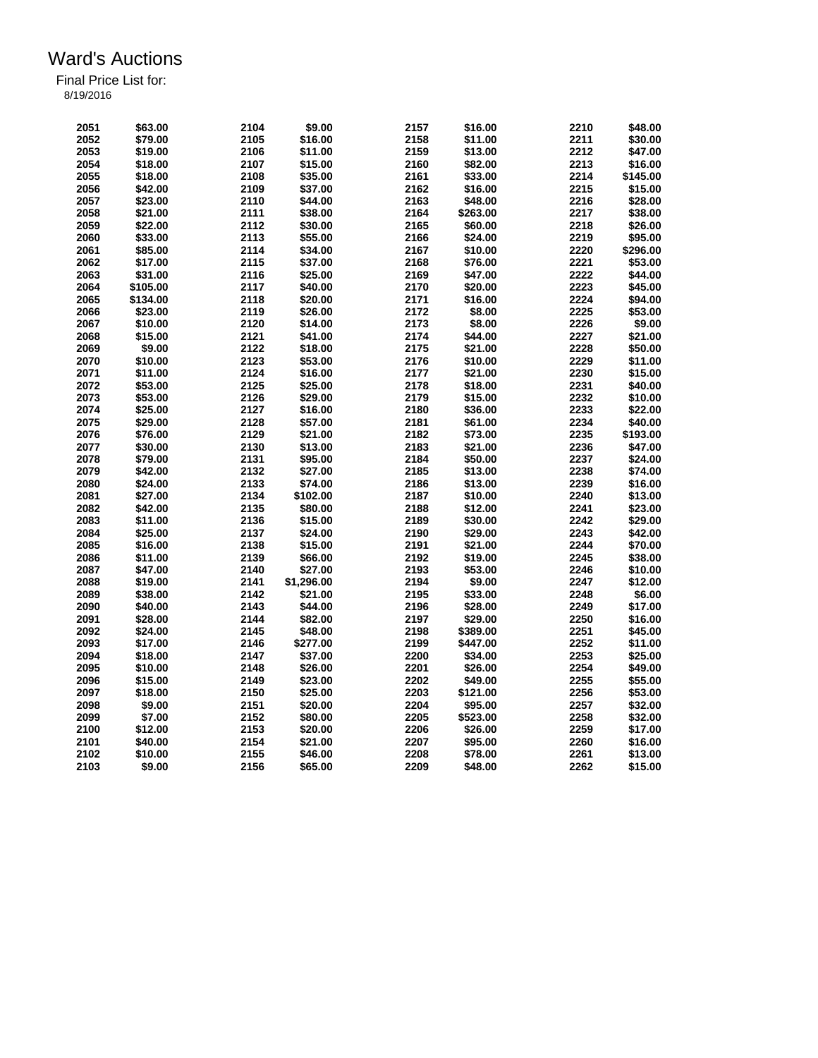# Ward's Auctions

Final Price List for:

8/19/2016

| Lot | Price | Lot | Price | Lot | Price | Lot | Price |
|---|---|---|---|---|---|---|---|
| 2051 | $63.00 | 2104 | $9.00 | 2157 | $16.00 | 2210 | $48.00 |
| 2052 | $79.00 | 2105 | $16.00 | 2158 | $11.00 | 2211 | $30.00 |
| 2053 | $19.00 | 2106 | $11.00 | 2159 | $13.00 | 2212 | $47.00 |
| 2054 | $18.00 | 2107 | $15.00 | 2160 | $82.00 | 2213 | $16.00 |
| 2055 | $18.00 | 2108 | $35.00 | 2161 | $33.00 | 2214 | $145.00 |
| 2056 | $42.00 | 2109 | $37.00 | 2162 | $16.00 | 2215 | $15.00 |
| 2057 | $23.00 | 2110 | $44.00 | 2163 | $48.00 | 2216 | $28.00 |
| 2058 | $21.00 | 2111 | $38.00 | 2164 | $263.00 | 2217 | $38.00 |
| 2059 | $22.00 | 2112 | $30.00 | 2165 | $60.00 | 2218 | $26.00 |
| 2060 | $33.00 | 2113 | $55.00 | 2166 | $24.00 | 2219 | $95.00 |
| 2061 | $85.00 | 2114 | $34.00 | 2167 | $10.00 | 2220 | $296.00 |
| 2062 | $17.00 | 2115 | $37.00 | 2168 | $76.00 | 2221 | $53.00 |
| 2063 | $31.00 | 2116 | $25.00 | 2169 | $47.00 | 2222 | $44.00 |
| 2064 | $105.00 | 2117 | $40.00 | 2170 | $20.00 | 2223 | $45.00 |
| 2065 | $134.00 | 2118 | $20.00 | 2171 | $16.00 | 2224 | $94.00 |
| 2066 | $23.00 | 2119 | $26.00 | 2172 | $8.00 | 2225 | $53.00 |
| 2067 | $10.00 | 2120 | $14.00 | 2173 | $8.00 | 2226 | $9.00 |
| 2068 | $15.00 | 2121 | $41.00 | 2174 | $44.00 | 2227 | $21.00 |
| 2069 | $9.00 | 2122 | $18.00 | 2175 | $21.00 | 2228 | $50.00 |
| 2070 | $10.00 | 2123 | $53.00 | 2176 | $10.00 | 2229 | $11.00 |
| 2071 | $11.00 | 2124 | $16.00 | 2177 | $21.00 | 2230 | $15.00 |
| 2072 | $53.00 | 2125 | $25.00 | 2178 | $18.00 | 2231 | $40.00 |
| 2073 | $53.00 | 2126 | $29.00 | 2179 | $15.00 | 2232 | $10.00 |
| 2074 | $25.00 | 2127 | $16.00 | 2180 | $36.00 | 2233 | $22.00 |
| 2075 | $29.00 | 2128 | $57.00 | 2181 | $61.00 | 2234 | $40.00 |
| 2076 | $76.00 | 2129 | $21.00 | 2182 | $73.00 | 2235 | $193.00 |
| 2077 | $30.00 | 2130 | $13.00 | 2183 | $21.00 | 2236 | $47.00 |
| 2078 | $79.00 | 2131 | $95.00 | 2184 | $50.00 | 2237 | $24.00 |
| 2079 | $42.00 | 2132 | $27.00 | 2185 | $13.00 | 2238 | $74.00 |
| 2080 | $24.00 | 2133 | $74.00 | 2186 | $13.00 | 2239 | $16.00 |
| 2081 | $27.00 | 2134 | $102.00 | 2187 | $10.00 | 2240 | $13.00 |
| 2082 | $42.00 | 2135 | $80.00 | 2188 | $12.00 | 2241 | $23.00 |
| 2083 | $11.00 | 2136 | $15.00 | 2189 | $30.00 | 2242 | $29.00 |
| 2084 | $25.00 | 2137 | $24.00 | 2190 | $29.00 | 2243 | $42.00 |
| 2085 | $16.00 | 2138 | $15.00 | 2191 | $21.00 | 2244 | $70.00 |
| 2086 | $11.00 | 2139 | $66.00 | 2192 | $19.00 | 2245 | $38.00 |
| 2087 | $47.00 | 2140 | $27.00 | 2193 | $53.00 | 2246 | $10.00 |
| 2088 | $19.00 | 2141 | $1,296.00 | 2194 | $9.00 | 2247 | $12.00 |
| 2089 | $38.00 | 2142 | $21.00 | 2195 | $33.00 | 2248 | $6.00 |
| 2090 | $40.00 | 2143 | $44.00 | 2196 | $28.00 | 2249 | $17.00 |
| 2091 | $28.00 | 2144 | $82.00 | 2197 | $29.00 | 2250 | $16.00 |
| 2092 | $24.00 | 2145 | $48.00 | 2198 | $389.00 | 2251 | $45.00 |
| 2093 | $17.00 | 2146 | $277.00 | 2199 | $447.00 | 2252 | $11.00 |
| 2094 | $18.00 | 2147 | $37.00 | 2200 | $34.00 | 2253 | $25.00 |
| 2095 | $10.00 | 2148 | $26.00 | 2201 | $26.00 | 2254 | $49.00 |
| 2096 | $15.00 | 2149 | $23.00 | 2202 | $49.00 | 2255 | $55.00 |
| 2097 | $18.00 | 2150 | $25.00 | 2203 | $121.00 | 2256 | $53.00 |
| 2098 | $9.00 | 2151 | $20.00 | 2204 | $95.00 | 2257 | $32.00 |
| 2099 | $7.00 | 2152 | $80.00 | 2205 | $523.00 | 2258 | $32.00 |
| 2100 | $12.00 | 2153 | $20.00 | 2206 | $26.00 | 2259 | $17.00 |
| 2101 | $40.00 | 2154 | $21.00 | 2207 | $95.00 | 2260 | $16.00 |
| 2102 | $10.00 | 2155 | $46.00 | 2208 | $78.00 | 2261 | $13.00 |
| 2103 | $9.00 | 2156 | $65.00 | 2209 | $48.00 | 2262 | $15.00 |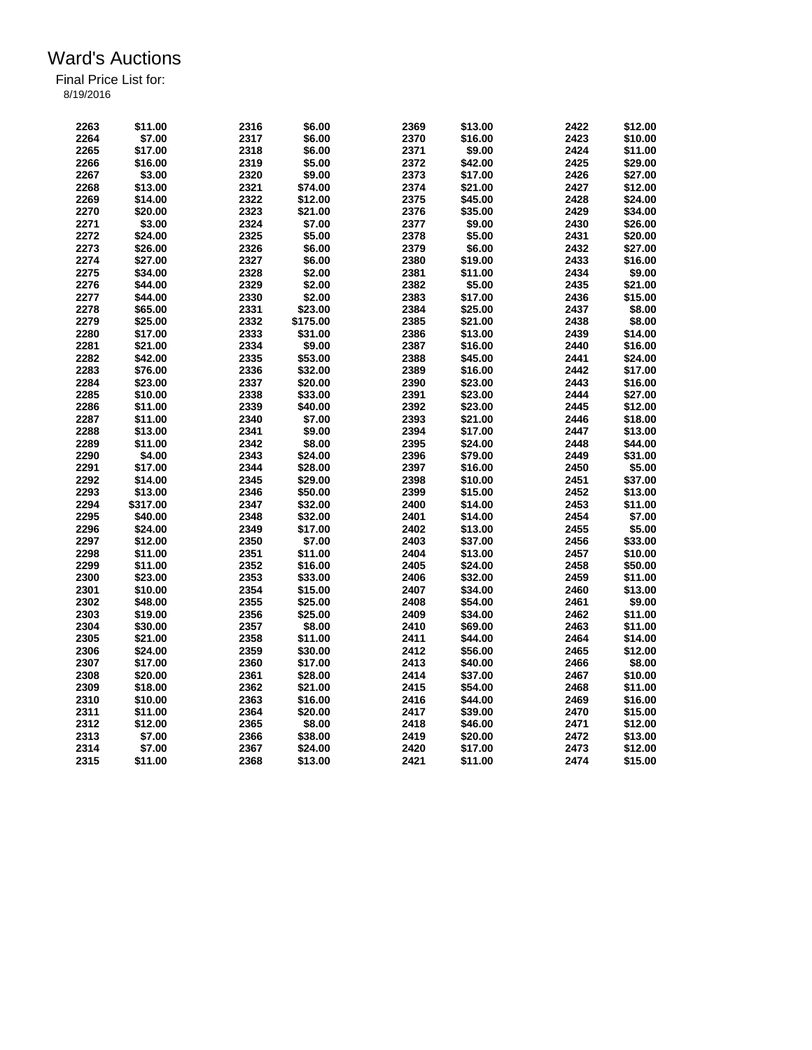# Ward's Auctions

Final Price List for:

8/19/2016

| | | | | | | | |
|---|---|---|---|---|---|---|---|
| 2263 | $11.00 | 2316 | $6.00 | 2369 | $13.00 | 2422 | $12.00 |
| 2264 | $7.00 | 2317 | $6.00 | 2370 | $16.00 | 2423 | $10.00 |
| 2265 | $17.00 | 2318 | $6.00 | 2371 | $9.00 | 2424 | $11.00 |
| 2266 | $16.00 | 2319 | $5.00 | 2372 | $42.00 | 2425 | $29.00 |
| 2267 | $3.00 | 2320 | $9.00 | 2373 | $17.00 | 2426 | $27.00 |
| 2268 | $13.00 | 2321 | $74.00 | 2374 | $21.00 | 2427 | $12.00 |
| 2269 | $14.00 | 2322 | $12.00 | 2375 | $45.00 | 2428 | $24.00 |
| 2270 | $20.00 | 2323 | $21.00 | 2376 | $35.00 | 2429 | $34.00 |
| 2271 | $3.00 | 2324 | $7.00 | 2377 | $9.00 | 2430 | $26.00 |
| 2272 | $24.00 | 2325 | $5.00 | 2378 | $5.00 | 2431 | $20.00 |
| 2273 | $26.00 | 2326 | $6.00 | 2379 | $6.00 | 2432 | $27.00 |
| 2274 | $27.00 | 2327 | $6.00 | 2380 | $19.00 | 2433 | $16.00 |
| 2275 | $34.00 | 2328 | $2.00 | 2381 | $11.00 | 2434 | $9.00 |
| 2276 | $44.00 | 2329 | $2.00 | 2382 | $5.00 | 2435 | $21.00 |
| 2277 | $44.00 | 2330 | $2.00 | 2383 | $17.00 | 2436 | $15.00 |
| 2278 | $65.00 | 2331 | $23.00 | 2384 | $25.00 | 2437 | $8.00 |
| 2279 | $25.00 | 2332 | $175.00 | 2385 | $21.00 | 2438 | $8.00 |
| 2280 | $17.00 | 2333 | $31.00 | 2386 | $13.00 | 2439 | $14.00 |
| 2281 | $21.00 | 2334 | $9.00 | 2387 | $16.00 | 2440 | $16.00 |
| 2282 | $42.00 | 2335 | $53.00 | 2388 | $45.00 | 2441 | $24.00 |
| 2283 | $76.00 | 2336 | $32.00 | 2389 | $16.00 | 2442 | $17.00 |
| 2284 | $23.00 | 2337 | $20.00 | 2390 | $23.00 | 2443 | $16.00 |
| 2285 | $10.00 | 2338 | $33.00 | 2391 | $23.00 | 2444 | $27.00 |
| 2286 | $11.00 | 2339 | $40.00 | 2392 | $23.00 | 2445 | $12.00 |
| 2287 | $11.00 | 2340 | $7.00 | 2393 | $21.00 | 2446 | $18.00 |
| 2288 | $13.00 | 2341 | $9.00 | 2394 | $17.00 | 2447 | $13.00 |
| 2289 | $11.00 | 2342 | $8.00 | 2395 | $24.00 | 2448 | $44.00 |
| 2290 | $4.00 | 2343 | $24.00 | 2396 | $79.00 | 2449 | $31.00 |
| 2291 | $17.00 | 2344 | $28.00 | 2397 | $16.00 | 2450 | $5.00 |
| 2292 | $14.00 | 2345 | $29.00 | 2398 | $10.00 | 2451 | $37.00 |
| 2293 | $13.00 | 2346 | $50.00 | 2399 | $15.00 | 2452 | $13.00 |
| 2294 | $317.00 | 2347 | $32.00 | 2400 | $14.00 | 2453 | $11.00 |
| 2295 | $40.00 | 2348 | $32.00 | 2401 | $14.00 | 2454 | $7.00 |
| 2296 | $24.00 | 2349 | $17.00 | 2402 | $13.00 | 2455 | $5.00 |
| 2297 | $12.00 | 2350 | $7.00 | 2403 | $37.00 | 2456 | $33.00 |
| 2298 | $11.00 | 2351 | $11.00 | 2404 | $13.00 | 2457 | $10.00 |
| 2299 | $11.00 | 2352 | $16.00 | 2405 | $24.00 | 2458 | $50.00 |
| 2300 | $23.00 | 2353 | $33.00 | 2406 | $32.00 | 2459 | $11.00 |
| 2301 | $10.00 | 2354 | $15.00 | 2407 | $34.00 | 2460 | $13.00 |
| 2302 | $48.00 | 2355 | $25.00 | 2408 | $54.00 | 2461 | $9.00 |
| 2303 | $19.00 | 2356 | $25.00 | 2409 | $34.00 | 2462 | $11.00 |
| 2304 | $30.00 | 2357 | $8.00 | 2410 | $69.00 | 2463 | $11.00 |
| 2305 | $21.00 | 2358 | $11.00 | 2411 | $44.00 | 2464 | $14.00 |
| 2306 | $24.00 | 2359 | $30.00 | 2412 | $56.00 | 2465 | $12.00 |
| 2307 | $17.00 | 2360 | $17.00 | 2413 | $40.00 | 2466 | $8.00 |
| 2308 | $20.00 | 2361 | $28.00 | 2414 | $37.00 | 2467 | $10.00 |
| 2309 | $18.00 | 2362 | $21.00 | 2415 | $54.00 | 2468 | $11.00 |
| 2310 | $10.00 | 2363 | $16.00 | 2416 | $44.00 | 2469 | $16.00 |
| 2311 | $11.00 | 2364 | $20.00 | 2417 | $39.00 | 2470 | $15.00 |
| 2312 | $12.00 | 2365 | $8.00 | 2418 | $46.00 | 2471 | $12.00 |
| 2313 | $7.00 | 2366 | $38.00 | 2419 | $20.00 | 2472 | $13.00 |
| 2314 | $7.00 | 2367 | $24.00 | 2420 | $17.00 | 2473 | $12.00 |
| 2315 | $11.00 | 2368 | $13.00 | 2421 | $11.00 | 2474 | $15.00 |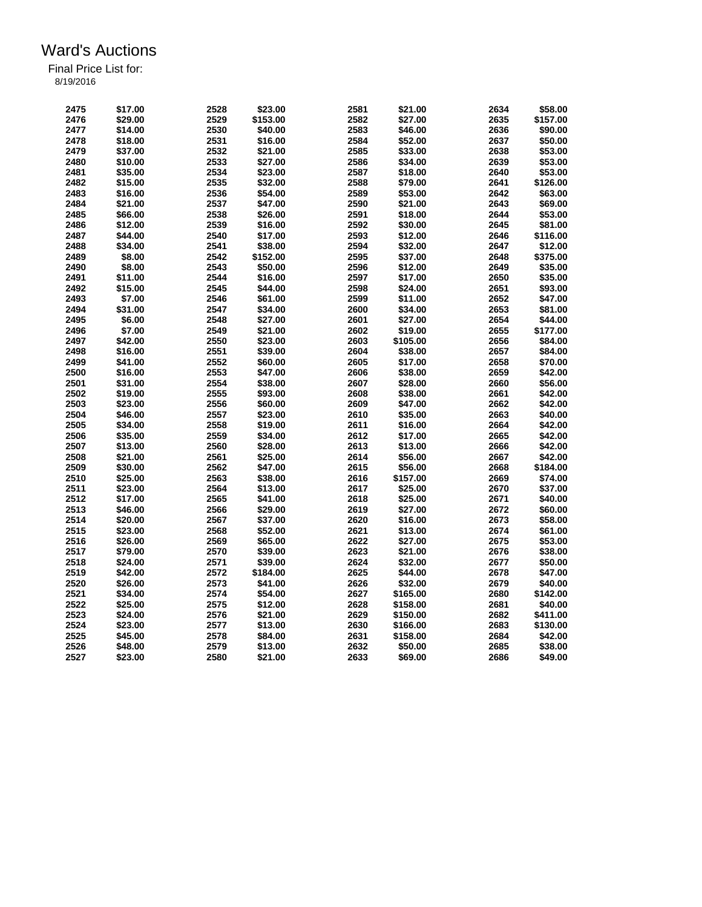# Ward's Auctions

Final Price List for:

8/19/2016

| Lot | Price | Lot | Price | Lot | Price | Lot | Price |
|---|---|---|---|---|---|---|---|
| 2475 | $17.00 | 2528 | $23.00 | 2581 | $21.00 | 2634 | $58.00 |
| 2476 | $29.00 | 2529 | $153.00 | 2582 | $27.00 | 2635 | $157.00 |
| 2477 | $14.00 | 2530 | $40.00 | 2583 | $46.00 | 2636 | $90.00 |
| 2478 | $18.00 | 2531 | $16.00 | 2584 | $52.00 | 2637 | $50.00 |
| 2479 | $37.00 | 2532 | $21.00 | 2585 | $33.00 | 2638 | $53.00 |
| 2480 | $10.00 | 2533 | $27.00 | 2586 | $34.00 | 2639 | $53.00 |
| 2481 | $35.00 | 2534 | $23.00 | 2587 | $18.00 | 2640 | $53.00 |
| 2482 | $15.00 | 2535 | $32.00 | 2588 | $79.00 | 2641 | $126.00 |
| 2483 | $16.00 | 2536 | $54.00 | 2589 | $53.00 | 2642 | $63.00 |
| 2484 | $21.00 | 2537 | $47.00 | 2590 | $21.00 | 2643 | $69.00 |
| 2485 | $66.00 | 2538 | $26.00 | 2591 | $18.00 | 2644 | $53.00 |
| 2486 | $12.00 | 2539 | $16.00 | 2592 | $30.00 | 2645 | $81.00 |
| 2487 | $44.00 | 2540 | $17.00 | 2593 | $12.00 | 2646 | $116.00 |
| 2488 | $34.00 | 2541 | $38.00 | 2594 | $32.00 | 2647 | $12.00 |
| 2489 | $8.00 | 2542 | $152.00 | 2595 | $37.00 | 2648 | $375.00 |
| 2490 | $8.00 | 2543 | $50.00 | 2596 | $12.00 | 2649 | $35.00 |
| 2491 | $11.00 | 2544 | $16.00 | 2597 | $17.00 | 2650 | $35.00 |
| 2492 | $15.00 | 2545 | $44.00 | 2598 | $24.00 | 2651 | $93.00 |
| 2493 | $7.00 | 2546 | $61.00 | 2599 | $11.00 | 2652 | $47.00 |
| 2494 | $31.00 | 2547 | $34.00 | 2600 | $34.00 | 2653 | $81.00 |
| 2495 | $6.00 | 2548 | $27.00 | 2601 | $27.00 | 2654 | $44.00 |
| 2496 | $7.00 | 2549 | $21.00 | 2602 | $19.00 | 2655 | $177.00 |
| 2497 | $42.00 | 2550 | $23.00 | 2603 | $105.00 | 2656 | $84.00 |
| 2498 | $16.00 | 2551 | $39.00 | 2604 | $38.00 | 2657 | $84.00 |
| 2499 | $41.00 | 2552 | $60.00 | 2605 | $17.00 | 2658 | $70.00 |
| 2500 | $16.00 | 2553 | $47.00 | 2606 | $38.00 | 2659 | $42.00 |
| 2501 | $31.00 | 2554 | $38.00 | 2607 | $28.00 | 2660 | $56.00 |
| 2502 | $19.00 | 2555 | $93.00 | 2608 | $38.00 | 2661 | $42.00 |
| 2503 | $23.00 | 2556 | $60.00 | 2609 | $47.00 | 2662 | $42.00 |
| 2504 | $46.00 | 2557 | $23.00 | 2610 | $35.00 | 2663 | $40.00 |
| 2505 | $34.00 | 2558 | $19.00 | 2611 | $16.00 | 2664 | $42.00 |
| 2506 | $35.00 | 2559 | $34.00 | 2612 | $17.00 | 2665 | $42.00 |
| 2507 | $13.00 | 2560 | $28.00 | 2613 | $13.00 | 2666 | $42.00 |
| 2508 | $21.00 | 2561 | $25.00 | 2614 | $56.00 | 2667 | $42.00 |
| 2509 | $30.00 | 2562 | $47.00 | 2615 | $56.00 | 2668 | $184.00 |
| 2510 | $25.00 | 2563 | $38.00 | 2616 | $157.00 | 2669 | $74.00 |
| 2511 | $23.00 | 2564 | $13.00 | 2617 | $25.00 | 2670 | $37.00 |
| 2512 | $17.00 | 2565 | $41.00 | 2618 | $25.00 | 2671 | $40.00 |
| 2513 | $46.00 | 2566 | $29.00 | 2619 | $27.00 | 2672 | $60.00 |
| 2514 | $20.00 | 2567 | $37.00 | 2620 | $16.00 | 2673 | $58.00 |
| 2515 | $23.00 | 2568 | $52.00 | 2621 | $13.00 | 2674 | $61.00 |
| 2516 | $26.00 | 2569 | $65.00 | 2622 | $27.00 | 2675 | $53.00 |
| 2517 | $79.00 | 2570 | $39.00 | 2623 | $21.00 | 2676 | $38.00 |
| 2518 | $24.00 | 2571 | $39.00 | 2624 | $32.00 | 2677 | $50.00 |
| 2519 | $42.00 | 2572 | $184.00 | 2625 | $44.00 | 2678 | $47.00 |
| 2520 | $26.00 | 2573 | $41.00 | 2626 | $32.00 | 2679 | $40.00 |
| 2521 | $34.00 | 2574 | $54.00 | 2627 | $165.00 | 2680 | $142.00 |
| 2522 | $25.00 | 2575 | $12.00 | 2628 | $158.00 | 2681 | $40.00 |
| 2523 | $24.00 | 2576 | $21.00 | 2629 | $150.00 | 2682 | $411.00 |
| 2524 | $23.00 | 2577 | $13.00 | 2630 | $166.00 | 2683 | $130.00 |
| 2525 | $45.00 | 2578 | $84.00 | 2631 | $158.00 | 2684 | $42.00 |
| 2526 | $48.00 | 2579 | $13.00 | 2632 | $50.00 | 2685 | $38.00 |
| 2527 | $23.00 | 2580 | $21.00 | 2633 | $69.00 | 2686 | $49.00 |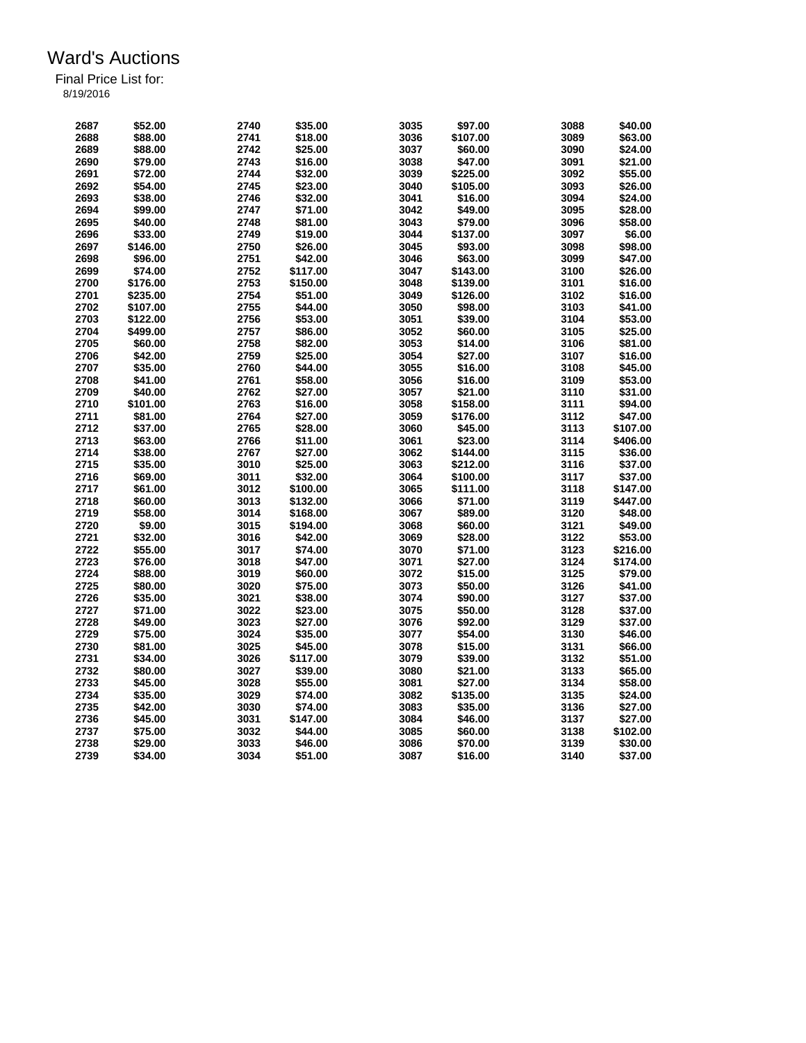# Ward's Auctions

Final Price List for:

8/19/2016

| Lot | Price | Lot | Price | Lot | Price | Lot | Price |
|---|---|---|---|---|---|---|---|
| 2687 | $52.00 | 2740 | $35.00 | 3035 | $97.00 | 3088 | $40.00 |
| 2688 | $88.00 | 2741 | $18.00 | 3036 | $107.00 | 3089 | $63.00 |
| 2689 | $88.00 | 2742 | $25.00 | 3037 | $60.00 | 3090 | $24.00 |
| 2690 | $79.00 | 2743 | $16.00 | 3038 | $47.00 | 3091 | $21.00 |
| 2691 | $72.00 | 2744 | $32.00 | 3039 | $225.00 | 3092 | $55.00 |
| 2692 | $54.00 | 2745 | $23.00 | 3040 | $105.00 | 3093 | $26.00 |
| 2693 | $38.00 | 2746 | $32.00 | 3041 | $16.00 | 3094 | $24.00 |
| 2694 | $99.00 | 2747 | $71.00 | 3042 | $49.00 | 3095 | $28.00 |
| 2695 | $40.00 | 2748 | $81.00 | 3043 | $79.00 | 3096 | $58.00 |
| 2696 | $33.00 | 2749 | $19.00 | 3044 | $137.00 | 3097 | $6.00 |
| 2697 | $146.00 | 2750 | $26.00 | 3045 | $93.00 | 3098 | $98.00 |
| 2698 | $96.00 | 2751 | $42.00 | 3046 | $63.00 | 3099 | $47.00 |
| 2699 | $74.00 | 2752 | $117.00 | 3047 | $143.00 | 3100 | $26.00 |
| 2700 | $176.00 | 2753 | $150.00 | 3048 | $139.00 | 3101 | $16.00 |
| 2701 | $235.00 | 2754 | $51.00 | 3049 | $126.00 | 3102 | $16.00 |
| 2702 | $107.00 | 2755 | $44.00 | 3050 | $98.00 | 3103 | $41.00 |
| 2703 | $122.00 | 2756 | $53.00 | 3051 | $39.00 | 3104 | $53.00 |
| 2704 | $499.00 | 2757 | $86.00 | 3052 | $60.00 | 3105 | $25.00 |
| 2705 | $60.00 | 2758 | $82.00 | 3053 | $14.00 | 3106 | $81.00 |
| 2706 | $42.00 | 2759 | $25.00 | 3054 | $27.00 | 3107 | $16.00 |
| 2707 | $35.00 | 2760 | $44.00 | 3055 | $16.00 | 3108 | $45.00 |
| 2708 | $41.00 | 2761 | $58.00 | 3056 | $16.00 | 3109 | $53.00 |
| 2709 | $40.00 | 2762 | $27.00 | 3057 | $21.00 | 3110 | $31.00 |
| 2710 | $101.00 | 2763 | $16.00 | 3058 | $158.00 | 3111 | $94.00 |
| 2711 | $81.00 | 2764 | $27.00 | 3059 | $176.00 | 3112 | $47.00 |
| 2712 | $37.00 | 2765 | $28.00 | 3060 | $45.00 | 3113 | $107.00 |
| 2713 | $63.00 | 2766 | $11.00 | 3061 | $23.00 | 3114 | $406.00 |
| 2714 | $38.00 | 2767 | $27.00 | 3062 | $144.00 | 3115 | $36.00 |
| 2715 | $35.00 | 3010 | $25.00 | 3063 | $212.00 | 3116 | $37.00 |
| 2716 | $69.00 | 3011 | $32.00 | 3064 | $100.00 | 3117 | $37.00 |
| 2717 | $61.00 | 3012 | $100.00 | 3065 | $111.00 | 3118 | $147.00 |
| 2718 | $60.00 | 3013 | $132.00 | 3066 | $71.00 | 3119 | $447.00 |
| 2719 | $58.00 | 3014 | $168.00 | 3067 | $89.00 | 3120 | $48.00 |
| 2720 | $9.00 | 3015 | $194.00 | 3068 | $60.00 | 3121 | $49.00 |
| 2721 | $32.00 | 3016 | $42.00 | 3069 | $28.00 | 3122 | $53.00 |
| 2722 | $55.00 | 3017 | $74.00 | 3070 | $71.00 | 3123 | $216.00 |
| 2723 | $76.00 | 3018 | $47.00 | 3071 | $27.00 | 3124 | $174.00 |
| 2724 | $88.00 | 3019 | $60.00 | 3072 | $15.00 | 3125 | $79.00 |
| 2725 | $80.00 | 3020 | $75.00 | 3073 | $50.00 | 3126 | $41.00 |
| 2726 | $35.00 | 3021 | $38.00 | 3074 | $90.00 | 3127 | $37.00 |
| 2727 | $71.00 | 3022 | $23.00 | 3075 | $50.00 | 3128 | $37.00 |
| 2728 | $49.00 | 3023 | $27.00 | 3076 | $92.00 | 3129 | $37.00 |
| 2729 | $75.00 | 3024 | $35.00 | 3077 | $54.00 | 3130 | $46.00 |
| 2730 | $81.00 | 3025 | $45.00 | 3078 | $15.00 | 3131 | $66.00 |
| 2731 | $34.00 | 3026 | $117.00 | 3079 | $39.00 | 3132 | $51.00 |
| 2732 | $80.00 | 3027 | $39.00 | 3080 | $21.00 | 3133 | $65.00 |
| 2733 | $45.00 | 3028 | $55.00 | 3081 | $27.00 | 3134 | $58.00 |
| 2734 | $35.00 | 3029 | $74.00 | 3082 | $135.00 | 3135 | $24.00 |
| 2735 | $42.00 | 3030 | $74.00 | 3083 | $35.00 | 3136 | $27.00 |
| 2736 | $45.00 | 3031 | $147.00 | 3084 | $46.00 | 3137 | $27.00 |
| 2737 | $75.00 | 3032 | $44.00 | 3085 | $60.00 | 3138 | $102.00 |
| 2738 | $29.00 | 3033 | $46.00 | 3086 | $70.00 | 3139 | $30.00 |
| 2739 | $34.00 | 3034 | $51.00 | 3087 | $16.00 | 3140 | $37.00 |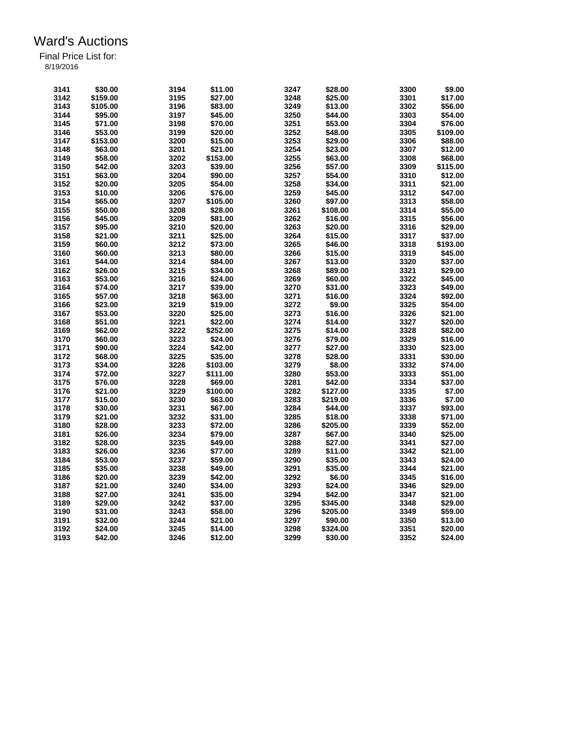# Ward's Auctions

Final Price List for:

8/19/2016

| Lot | Price | Lot | Price | Lot | Price | Lot | Price |
|---|---|---|---|---|---|---|---|
| 3141 | $30.00 | 3194 | $11.00 | 3247 | $28.00 | 3300 | $9.00 |
| 3142 | $159.00 | 3195 | $27.00 | 3248 | $25.00 | 3301 | $17.00 |
| 3143 | $105.00 | 3196 | $83.00 | 3249 | $13.00 | 3302 | $56.00 |
| 3144 | $95.00 | 3197 | $45.00 | 3250 | $44.00 | 3303 | $54.00 |
| 3145 | $71.00 | 3198 | $70.00 | 3251 | $53.00 | 3304 | $76.00 |
| 3146 | $53.00 | 3199 | $20.00 | 3252 | $48.00 | 3305 | $109.00 |
| 3147 | $153.00 | 3200 | $15.00 | 3253 | $29.00 | 3306 | $88.00 |
| 3148 | $63.00 | 3201 | $21.00 | 3254 | $23.00 | 3307 | $12.00 |
| 3149 | $58.00 | 3202 | $153.00 | 3255 | $63.00 | 3308 | $68.00 |
| 3150 | $42.00 | 3203 | $39.00 | 3256 | $57.00 | 3309 | $115.00 |
| 3151 | $63.00 | 3204 | $90.00 | 3257 | $54.00 | 3310 | $12.00 |
| 3152 | $20.00 | 3205 | $54.00 | 3258 | $34.00 | 3311 | $21.00 |
| 3153 | $10.00 | 3206 | $76.00 | 3259 | $45.00 | 3312 | $47.00 |
| 3154 | $65.00 | 3207 | $105.00 | 3260 | $97.00 | 3313 | $58.00 |
| 3155 | $50.00 | 3208 | $28.00 | 3261 | $108.00 | 3314 | $55.00 |
| 3156 | $45.00 | 3209 | $81.00 | 3262 | $16.00 | 3315 | $56.00 |
| 3157 | $95.00 | 3210 | $20.00 | 3263 | $20.00 | 3316 | $29.00 |
| 3158 | $21.00 | 3211 | $25.00 | 3264 | $15.00 | 3317 | $37.00 |
| 3159 | $60.00 | 3212 | $73.00 | 3265 | $46.00 | 3318 | $193.00 |
| 3160 | $60.00 | 3213 | $80.00 | 3266 | $15.00 | 3319 | $45.00 |
| 3161 | $44.00 | 3214 | $84.00 | 3267 | $13.00 | 3320 | $37.00 |
| 3162 | $26.00 | 3215 | $34.00 | 3268 | $89.00 | 3321 | $29.00 |
| 3163 | $53.00 | 3216 | $24.00 | 3269 | $60.00 | 3322 | $45.00 |
| 3164 | $74.00 | 3217 | $39.00 | 3270 | $31.00 | 3323 | $49.00 |
| 3165 | $57.00 | 3218 | $63.00 | 3271 | $16.00 | 3324 | $92.00 |
| 3166 | $23.00 | 3219 | $19.00 | 3272 | $9.00 | 3325 | $54.00 |
| 3167 | $53.00 | 3220 | $25.00 | 3273 | $16.00 | 3326 | $21.00 |
| 3168 | $51.00 | 3221 | $22.00 | 3274 | $14.00 | 3327 | $20.00 |
| 3169 | $62.00 | 3222 | $252.00 | 3275 | $14.00 | 3328 | $82.00 |
| 3170 | $60.00 | 3223 | $24.00 | 3276 | $79.00 | 3329 | $16.00 |
| 3171 | $90.00 | 3224 | $42.00 | 3277 | $27.00 | 3330 | $23.00 |
| 3172 | $68.00 | 3225 | $35.00 | 3278 | $28.00 | 3331 | $30.00 |
| 3173 | $34.00 | 3226 | $103.00 | 3279 | $8.00 | 3332 | $74.00 |
| 3174 | $72.00 | 3227 | $111.00 | 3280 | $53.00 | 3333 | $51.00 |
| 3175 | $76.00 | 3228 | $69.00 | 3281 | $42.00 | 3334 | $37.00 |
| 3176 | $21.00 | 3229 | $100.00 | 3282 | $127.00 | 3335 | $7.00 |
| 3177 | $15.00 | 3230 | $63.00 | 3283 | $219.00 | 3336 | $7.00 |
| 3178 | $30.00 | 3231 | $67.00 | 3284 | $44.00 | 3337 | $93.00 |
| 3179 | $21.00 | 3232 | $31.00 | 3285 | $18.00 | 3338 | $71.00 |
| 3180 | $28.00 | 3233 | $72.00 | 3286 | $205.00 | 3339 | $52.00 |
| 3181 | $26.00 | 3234 | $79.00 | 3287 | $67.00 | 3340 | $25.00 |
| 3182 | $28.00 | 3235 | $49.00 | 3288 | $27.00 | 3341 | $27.00 |
| 3183 | $26.00 | 3236 | $77.00 | 3289 | $11.00 | 3342 | $21.00 |
| 3184 | $53.00 | 3237 | $59.00 | 3290 | $35.00 | 3343 | $24.00 |
| 3185 | $35.00 | 3238 | $49.00 | 3291 | $35.00 | 3344 | $21.00 |
| 3186 | $20.00 | 3239 | $42.00 | 3292 | $6.00 | 3345 | $16.00 |
| 3187 | $21.00 | 3240 | $34.00 | 3293 | $24.00 | 3346 | $29.00 |
| 3188 | $27.00 | 3241 | $35.00 | 3294 | $42.00 | 3347 | $21.00 |
| 3189 | $29.00 | 3242 | $37.00 | 3295 | $345.00 | 3348 | $29.00 |
| 3190 | $31.00 | 3243 | $58.00 | 3296 | $205.00 | 3349 | $59.00 |
| 3191 | $32.00 | 3244 | $21.00 | 3297 | $90.00 | 3350 | $13.00 |
| 3192 | $24.00 | 3245 | $14.00 | 3298 | $324.00 | 3351 | $20.00 |
| 3193 | $42.00 | 3246 | $12.00 | 3299 | $30.00 | 3352 | $24.00 |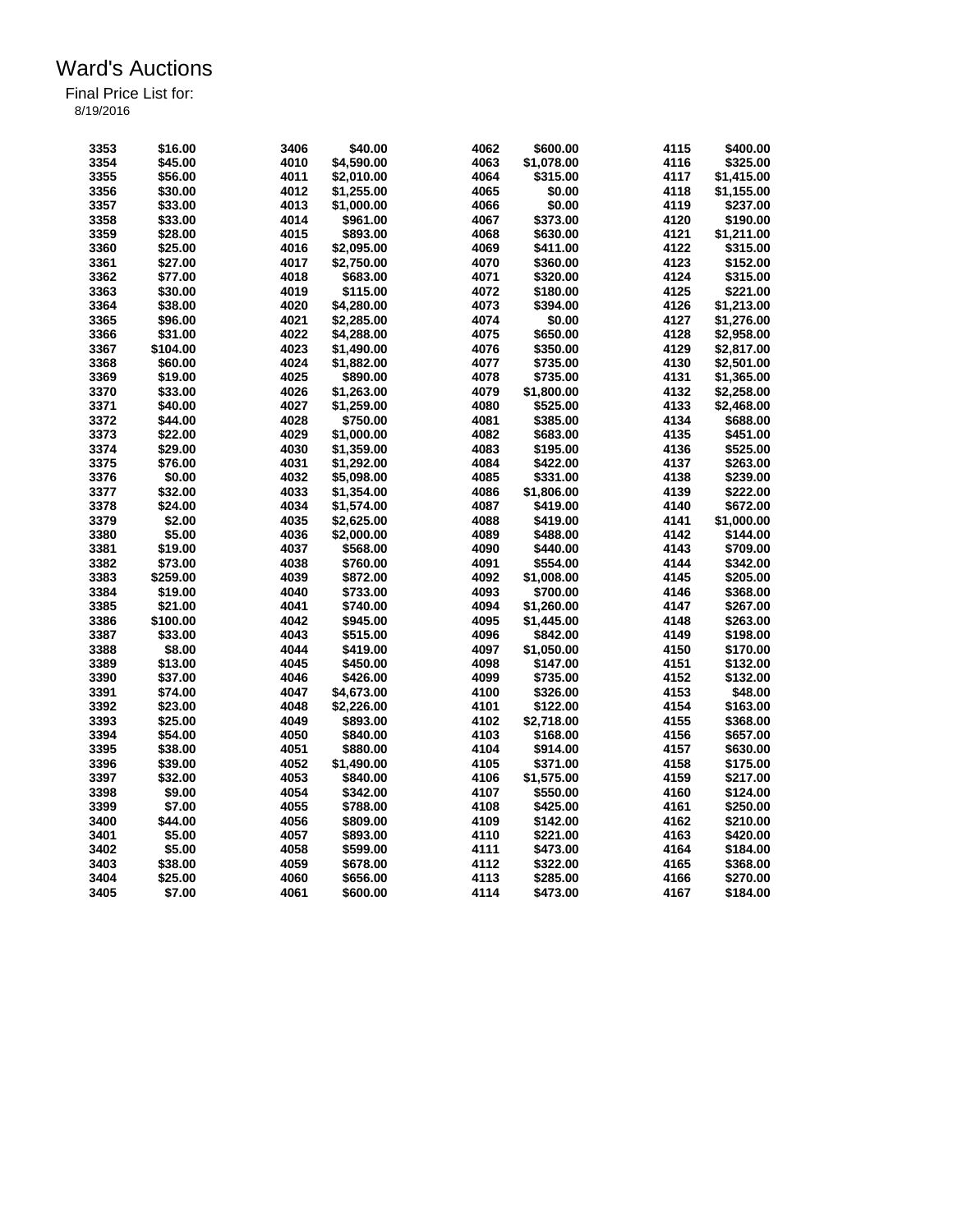# Ward's Auctions

Final Price List for:

8/19/2016

| Lot | Price | Lot | Price | Lot | Price | Lot | Price |
|---|---|---|---|---|---|---|---|
| 3353 | $16.00 | 3406 | $40.00 | 4062 | $600.00 | 4115 | $400.00 |
| 3354 | $45.00 | 4010 | $4,590.00 | 4063 | $1,078.00 | 4116 | $325.00 |
| 3355 | $56.00 | 4011 | $2,010.00 | 4064 | $315.00 | 4117 | $1,415.00 |
| 3356 | $30.00 | 4012 | $1,255.00 | 4065 | $0.00 | 4118 | $1,155.00 |
| 3357 | $33.00 | 4013 | $1,000.00 | 4066 | $0.00 | 4119 | $237.00 |
| 3358 | $33.00 | 4014 | $961.00 | 4067 | $373.00 | 4120 | $190.00 |
| 3359 | $28.00 | 4015 | $893.00 | 4068 | $630.00 | 4121 | $1,211.00 |
| 3360 | $25.00 | 4016 | $2,095.00 | 4069 | $411.00 | 4122 | $315.00 |
| 3361 | $27.00 | 4017 | $2,750.00 | 4070 | $360.00 | 4123 | $152.00 |
| 3362 | $77.00 | 4018 | $683.00 | 4071 | $320.00 | 4124 | $315.00 |
| 3363 | $30.00 | 4019 | $115.00 | 4072 | $180.00 | 4125 | $221.00 |
| 3364 | $38.00 | 4020 | $4,280.00 | 4073 | $394.00 | 4126 | $1,213.00 |
| 3365 | $96.00 | 4021 | $2,285.00 | 4074 | $0.00 | 4127 | $1,276.00 |
| 3366 | $31.00 | 4022 | $4,288.00 | 4075 | $650.00 | 4128 | $2,958.00 |
| 3367 | $104.00 | 4023 | $1,490.00 | 4076 | $350.00 | 4129 | $2,817.00 |
| 3368 | $60.00 | 4024 | $1,882.00 | 4077 | $735.00 | 4130 | $2,501.00 |
| 3369 | $19.00 | 4025 | $890.00 | 4078 | $735.00 | 4131 | $1,365.00 |
| 3370 | $33.00 | 4026 | $1,263.00 | 4079 | $1,800.00 | 4132 | $2,258.00 |
| 3371 | $40.00 | 4027 | $1,259.00 | 4080 | $525.00 | 4133 | $2,468.00 |
| 3372 | $44.00 | 4028 | $750.00 | 4081 | $385.00 | 4134 | $688.00 |
| 3373 | $22.00 | 4029 | $1,000.00 | 4082 | $683.00 | 4135 | $451.00 |
| 3374 | $29.00 | 4030 | $1,359.00 | 4083 | $195.00 | 4136 | $525.00 |
| 3375 | $76.00 | 4031 | $1,292.00 | 4084 | $422.00 | 4137 | $263.00 |
| 3376 | $0.00 | 4032 | $5,098.00 | 4085 | $331.00 | 4138 | $239.00 |
| 3377 | $32.00 | 4033 | $1,354.00 | 4086 | $1,806.00 | 4139 | $222.00 |
| 3378 | $24.00 | 4034 | $1,574.00 | 4087 | $419.00 | 4140 | $672.00 |
| 3379 | $2.00 | 4035 | $2,625.00 | 4088 | $419.00 | 4141 | $1,000.00 |
| 3380 | $5.00 | 4036 | $2,000.00 | 4089 | $488.00 | 4142 | $144.00 |
| 3381 | $19.00 | 4037 | $568.00 | 4090 | $440.00 | 4143 | $709.00 |
| 3382 | $73.00 | 4038 | $760.00 | 4091 | $554.00 | 4144 | $342.00 |
| 3383 | $259.00 | 4039 | $872.00 | 4092 | $1,008.00 | 4145 | $205.00 |
| 3384 | $19.00 | 4040 | $733.00 | 4093 | $700.00 | 4146 | $368.00 |
| 3385 | $21.00 | 4041 | $740.00 | 4094 | $1,260.00 | 4147 | $267.00 |
| 3386 | $100.00 | 4042 | $945.00 | 4095 | $1,445.00 | 4148 | $263.00 |
| 3387 | $33.00 | 4043 | $515.00 | 4096 | $842.00 | 4149 | $198.00 |
| 3388 | $8.00 | 4044 | $419.00 | 4097 | $1,050.00 | 4150 | $170.00 |
| 3389 | $13.00 | 4045 | $450.00 | 4098 | $147.00 | 4151 | $132.00 |
| 3390 | $37.00 | 4046 | $426.00 | 4099 | $735.00 | 4152 | $132.00 |
| 3391 | $74.00 | 4047 | $4,673.00 | 4100 | $326.00 | 4153 | $48.00 |
| 3392 | $23.00 | 4048 | $2,226.00 | 4101 | $122.00 | 4154 | $163.00 |
| 3393 | $25.00 | 4049 | $893.00 | 4102 | $2,718.00 | 4155 | $368.00 |
| 3394 | $54.00 | 4050 | $840.00 | 4103 | $168.00 | 4156 | $657.00 |
| 3395 | $38.00 | 4051 | $880.00 | 4104 | $914.00 | 4157 | $630.00 |
| 3396 | $39.00 | 4052 | $1,490.00 | 4105 | $371.00 | 4158 | $175.00 |
| 3397 | $32.00 | 4053 | $840.00 | 4106 | $1,575.00 | 4159 | $217.00 |
| 3398 | $9.00 | 4054 | $342.00 | 4107 | $550.00 | 4160 | $124.00 |
| 3399 | $7.00 | 4055 | $788.00 | 4108 | $425.00 | 4161 | $250.00 |
| 3400 | $44.00 | 4056 | $809.00 | 4109 | $142.00 | 4162 | $210.00 |
| 3401 | $5.00 | 4057 | $893.00 | 4110 | $221.00 | 4163 | $420.00 |
| 3402 | $5.00 | 4058 | $599.00 | 4111 | $473.00 | 4164 | $184.00 |
| 3403 | $38.00 | 4059 | $678.00 | 4112 | $322.00 | 4165 | $368.00 |
| 3404 | $25.00 | 4060 | $656.00 | 4113 | $285.00 | 4166 | $270.00 |
| 3405 | $7.00 | 4061 | $600.00 | 4114 | $473.00 | 4167 | $184.00 |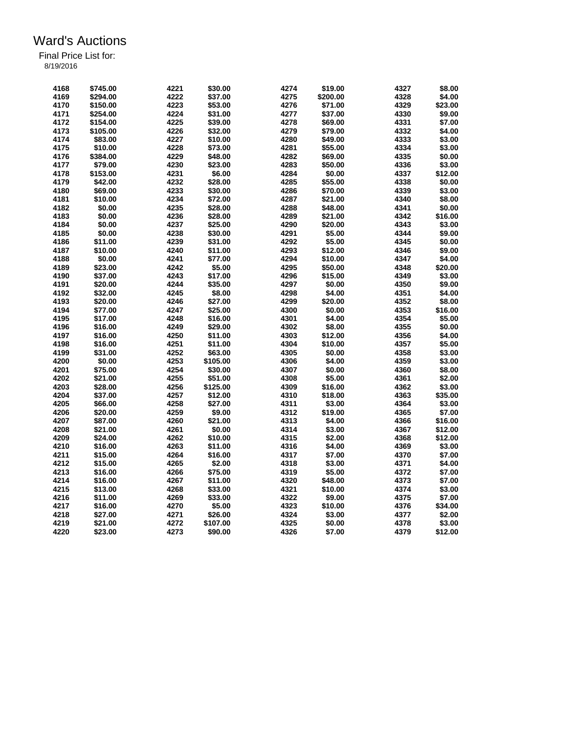# Ward's Auctions

Final Price List for:

8/19/2016

| Lot | Price | Lot | Price | Lot | Price | Lot | Price |
|---|---|---|---|---|---|---|---|
| 4168 | $745.00 | 4221 | $30.00 | 4274 | $19.00 | 4327 | $8.00 |
| 4169 | $294.00 | 4222 | $37.00 | 4275 | $200.00 | 4328 | $4.00 |
| 4170 | $150.00 | 4223 | $53.00 | 4276 | $71.00 | 4329 | $23.00 |
| 4171 | $254.00 | 4224 | $31.00 | 4277 | $37.00 | 4330 | $9.00 |
| 4172 | $154.00 | 4225 | $39.00 | 4278 | $69.00 | 4331 | $7.00 |
| 4173 | $105.00 | 4226 | $32.00 | 4279 | $79.00 | 4332 | $4.00 |
| 4174 | $83.00 | 4227 | $10.00 | 4280 | $49.00 | 4333 | $3.00 |
| 4175 | $10.00 | 4228 | $73.00 | 4281 | $55.00 | 4334 | $3.00 |
| 4176 | $384.00 | 4229 | $48.00 | 4282 | $69.00 | 4335 | $0.00 |
| 4177 | $79.00 | 4230 | $23.00 | 4283 | $50.00 | 4336 | $3.00 |
| 4178 | $153.00 | 4231 | $6.00 | 4284 | $0.00 | 4337 | $12.00 |
| 4179 | $42.00 | 4232 | $28.00 | 4285 | $55.00 | 4338 | $0.00 |
| 4180 | $69.00 | 4233 | $30.00 | 4286 | $70.00 | 4339 | $3.00 |
| 4181 | $10.00 | 4234 | $72.00 | 4287 | $21.00 | 4340 | $8.00 |
| 4182 | $0.00 | 4235 | $28.00 | 4288 | $48.00 | 4341 | $0.00 |
| 4183 | $0.00 | 4236 | $28.00 | 4289 | $21.00 | 4342 | $16.00 |
| 4184 | $0.00 | 4237 | $25.00 | 4290 | $20.00 | 4343 | $3.00 |
| 4185 | $0.00 | 4238 | $30.00 | 4291 | $5.00 | 4344 | $9.00 |
| 4186 | $11.00 | 4239 | $31.00 | 4292 | $5.00 | 4345 | $0.00 |
| 4187 | $10.00 | 4240 | $11.00 | 4293 | $12.00 | 4346 | $9.00 |
| 4188 | $0.00 | 4241 | $77.00 | 4294 | $10.00 | 4347 | $4.00 |
| 4189 | $23.00 | 4242 | $5.00 | 4295 | $50.00 | 4348 | $20.00 |
| 4190 | $37.00 | 4243 | $17.00 | 4296 | $15.00 | 4349 | $3.00 |
| 4191 | $20.00 | 4244 | $35.00 | 4297 | $0.00 | 4350 | $9.00 |
| 4192 | $32.00 | 4245 | $8.00 | 4298 | $4.00 | 4351 | $4.00 |
| 4193 | $20.00 | 4246 | $27.00 | 4299 | $20.00 | 4352 | $8.00 |
| 4194 | $77.00 | 4247 | $25.00 | 4300 | $0.00 | 4353 | $16.00 |
| 4195 | $17.00 | 4248 | $16.00 | 4301 | $4.00 | 4354 | $5.00 |
| 4196 | $16.00 | 4249 | $29.00 | 4302 | $8.00 | 4355 | $0.00 |
| 4197 | $16.00 | 4250 | $11.00 | 4303 | $12.00 | 4356 | $4.00 |
| 4198 | $16.00 | 4251 | $11.00 | 4304 | $10.00 | 4357 | $5.00 |
| 4199 | $31.00 | 4252 | $63.00 | 4305 | $0.00 | 4358 | $3.00 |
| 4200 | $0.00 | 4253 | $105.00 | 4306 | $4.00 | 4359 | $3.00 |
| 4201 | $75.00 | 4254 | $30.00 | 4307 | $0.00 | 4360 | $8.00 |
| 4202 | $21.00 | 4255 | $51.00 | 4308 | $5.00 | 4361 | $2.00 |
| 4203 | $28.00 | 4256 | $125.00 | 4309 | $16.00 | 4362 | $3.00 |
| 4204 | $37.00 | 4257 | $12.00 | 4310 | $18.00 | 4363 | $35.00 |
| 4205 | $66.00 | 4258 | $27.00 | 4311 | $3.00 | 4364 | $3.00 |
| 4206 | $20.00 | 4259 | $9.00 | 4312 | $19.00 | 4365 | $7.00 |
| 4207 | $87.00 | 4260 | $21.00 | 4313 | $4.00 | 4366 | $16.00 |
| 4208 | $21.00 | 4261 | $0.00 | 4314 | $3.00 | 4367 | $12.00 |
| 4209 | $24.00 | 4262 | $10.00 | 4315 | $2.00 | 4368 | $12.00 |
| 4210 | $16.00 | 4263 | $11.00 | 4316 | $4.00 | 4369 | $3.00 |
| 4211 | $15.00 | 4264 | $16.00 | 4317 | $7.00 | 4370 | $7.00 |
| 4212 | $15.00 | 4265 | $2.00 | 4318 | $3.00 | 4371 | $4.00 |
| 4213 | $16.00 | 4266 | $75.00 | 4319 | $5.00 | 4372 | $7.00 |
| 4214 | $16.00 | 4267 | $11.00 | 4320 | $48.00 | 4373 | $7.00 |
| 4215 | $13.00 | 4268 | $33.00 | 4321 | $10.00 | 4374 | $3.00 |
| 4216 | $11.00 | 4269 | $33.00 | 4322 | $9.00 | 4375 | $7.00 |
| 4217 | $16.00 | 4270 | $5.00 | 4323 | $10.00 | 4376 | $34.00 |
| 4218 | $27.00 | 4271 | $26.00 | 4324 | $3.00 | 4377 | $2.00 |
| 4219 | $21.00 | 4272 | $107.00 | 4325 | $0.00 | 4378 | $3.00 |
| 4220 | $23.00 | 4273 | $90.00 | 4326 | $7.00 | 4379 | $12.00 |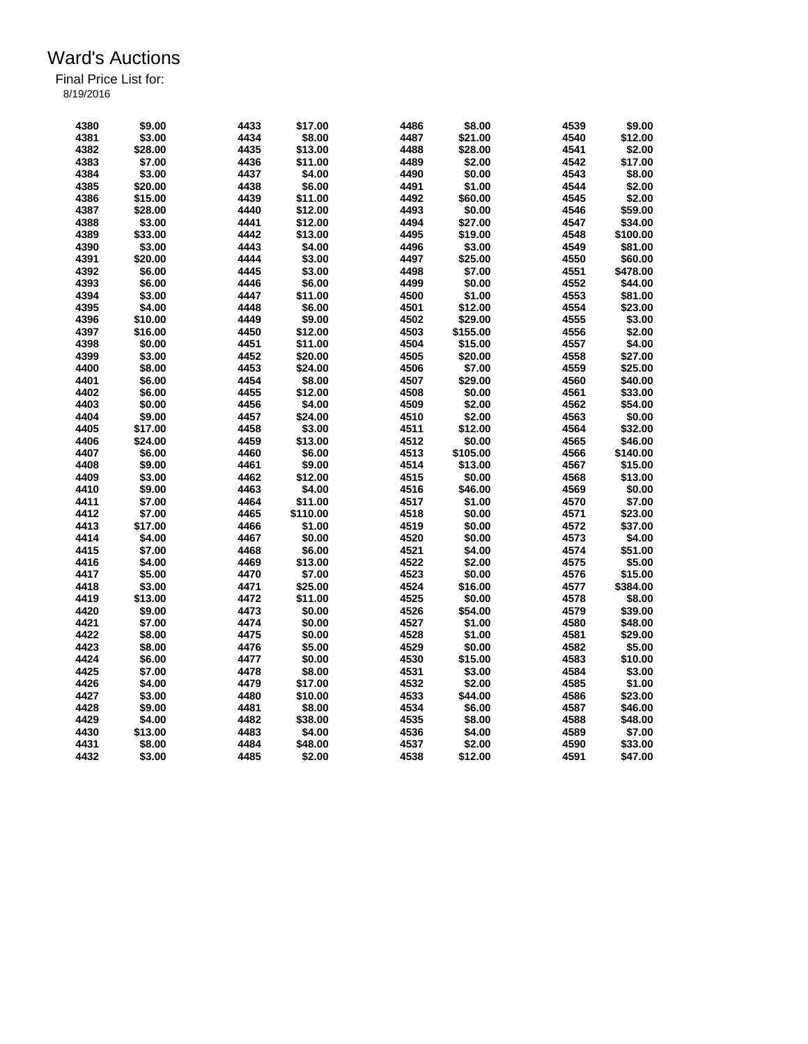# Ward's Auctions

Final Price List for:

8/19/2016

| Lot | Price | Lot | Price | Lot | Price | Lot | Price |
|---|---|---|---|---|---|---|---|
| 4380 | $9.00 | 4433 | $17.00 | 4486 | $8.00 | 4539 | $9.00 |
| 4381 | $3.00 | 4434 | $8.00 | 4487 | $21.00 | 4540 | $12.00 |
| 4382 | $28.00 | 4435 | $13.00 | 4488 | $28.00 | 4541 | $2.00 |
| 4383 | $7.00 | 4436 | $11.00 | 4489 | $2.00 | 4542 | $17.00 |
| 4384 | $3.00 | 4437 | $4.00 | 4490 | $0.00 | 4543 | $8.00 |
| 4385 | $20.00 | 4438 | $6.00 | 4491 | $1.00 | 4544 | $2.00 |
| 4386 | $15.00 | 4439 | $11.00 | 4492 | $60.00 | 4545 | $2.00 |
| 4387 | $28.00 | 4440 | $12.00 | 4493 | $0.00 | 4546 | $59.00 |
| 4388 | $3.00 | 4441 | $12.00 | 4494 | $27.00 | 4547 | $34.00 |
| 4389 | $33.00 | 4442 | $13.00 | 4495 | $19.00 | 4548 | $100.00 |
| 4390 | $3.00 | 4443 | $4.00 | 4496 | $3.00 | 4549 | $81.00 |
| 4391 | $20.00 | 4444 | $3.00 | 4497 | $25.00 | 4550 | $60.00 |
| 4392 | $6.00 | 4445 | $3.00 | 4498 | $7.00 | 4551 | $478.00 |
| 4393 | $6.00 | 4446 | $6.00 | 4499 | $0.00 | 4552 | $44.00 |
| 4394 | $3.00 | 4447 | $11.00 | 4500 | $1.00 | 4553 | $81.00 |
| 4395 | $4.00 | 4448 | $6.00 | 4501 | $12.00 | 4554 | $23.00 |
| 4396 | $10.00 | 4449 | $9.00 | 4502 | $29.00 | 4555 | $3.00 |
| 4397 | $16.00 | 4450 | $12.00 | 4503 | $155.00 | 4556 | $2.00 |
| 4398 | $0.00 | 4451 | $11.00 | 4504 | $15.00 | 4557 | $4.00 |
| 4399 | $3.00 | 4452 | $20.00 | 4505 | $20.00 | 4558 | $27.00 |
| 4400 | $8.00 | 4453 | $24.00 | 4506 | $7.00 | 4559 | $25.00 |
| 4401 | $6.00 | 4454 | $8.00 | 4507 | $29.00 | 4560 | $40.00 |
| 4402 | $6.00 | 4455 | $12.00 | 4508 | $0.00 | 4561 | $33.00 |
| 4403 | $0.00 | 4456 | $4.00 | 4509 | $2.00 | 4562 | $54.00 |
| 4404 | $9.00 | 4457 | $24.00 | 4510 | $2.00 | 4563 | $0.00 |
| 4405 | $17.00 | 4458 | $3.00 | 4511 | $12.00 | 4564 | $32.00 |
| 4406 | $24.00 | 4459 | $13.00 | 4512 | $0.00 | 4565 | $46.00 |
| 4407 | $6.00 | 4460 | $6.00 | 4513 | $105.00 | 4566 | $140.00 |
| 4408 | $9.00 | 4461 | $9.00 | 4514 | $13.00 | 4567 | $15.00 |
| 4409 | $3.00 | 4462 | $12.00 | 4515 | $0.00 | 4568 | $13.00 |
| 4410 | $9.00 | 4463 | $4.00 | 4516 | $46.00 | 4569 | $0.00 |
| 4411 | $7.00 | 4464 | $11.00 | 4517 | $1.00 | 4570 | $7.00 |
| 4412 | $7.00 | 4465 | $110.00 | 4518 | $0.00 | 4571 | $23.00 |
| 4413 | $17.00 | 4466 | $1.00 | 4519 | $0.00 | 4572 | $37.00 |
| 4414 | $4.00 | 4467 | $0.00 | 4520 | $0.00 | 4573 | $4.00 |
| 4415 | $7.00 | 4468 | $6.00 | 4521 | $4.00 | 4574 | $51.00 |
| 4416 | $4.00 | 4469 | $13.00 | 4522 | $2.00 | 4575 | $5.00 |
| 4417 | $5.00 | 4470 | $7.00 | 4523 | $0.00 | 4576 | $15.00 |
| 4418 | $3.00 | 4471 | $25.00 | 4524 | $16.00 | 4577 | $384.00 |
| 4419 | $13.00 | 4472 | $11.00 | 4525 | $0.00 | 4578 | $8.00 |
| 4420 | $9.00 | 4473 | $0.00 | 4526 | $54.00 | 4579 | $39.00 |
| 4421 | $7.00 | 4474 | $0.00 | 4527 | $1.00 | 4580 | $48.00 |
| 4422 | $8.00 | 4475 | $0.00 | 4528 | $1.00 | 4581 | $29.00 |
| 4423 | $8.00 | 4476 | $5.00 | 4529 | $0.00 | 4582 | $5.00 |
| 4424 | $6.00 | 4477 | $0.00 | 4530 | $15.00 | 4583 | $10.00 |
| 4425 | $7.00 | 4478 | $8.00 | 4531 | $3.00 | 4584 | $3.00 |
| 4426 | $4.00 | 4479 | $17.00 | 4532 | $2.00 | 4585 | $1.00 |
| 4427 | $3.00 | 4480 | $10.00 | 4533 | $44.00 | 4586 | $23.00 |
| 4428 | $9.00 | 4481 | $8.00 | 4534 | $6.00 | 4587 | $46.00 |
| 4429 | $4.00 | 4482 | $38.00 | 4535 | $8.00 | 4588 | $48.00 |
| 4430 | $13.00 | 4483 | $4.00 | 4536 | $4.00 | 4589 | $7.00 |
| 4431 | $8.00 | 4484 | $48.00 | 4537 | $2.00 | 4590 | $33.00 |
| 4432 | $3.00 | 4485 | $2.00 | 4538 | $12.00 | 4591 | $47.00 |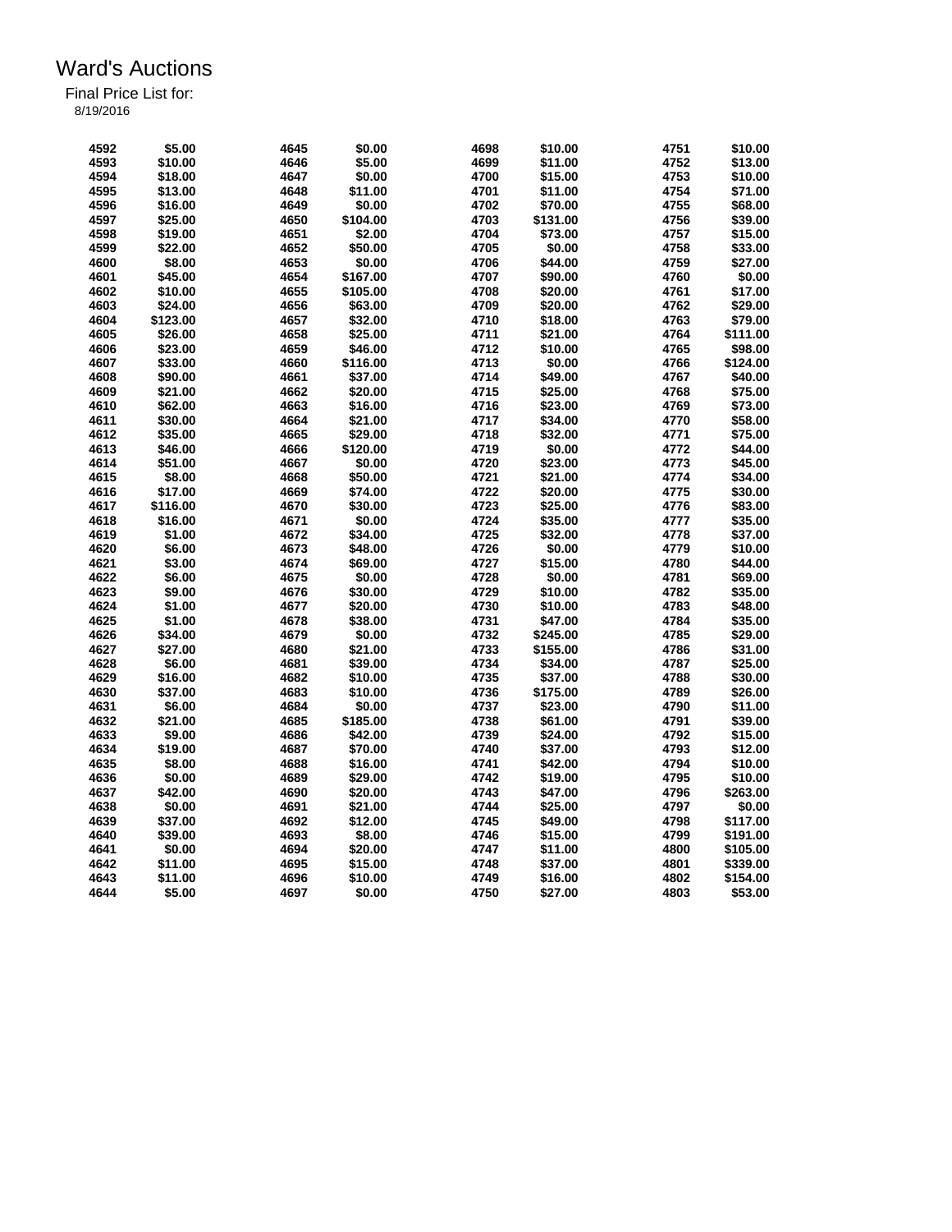# Ward's Auctions

Final Price List for:
8/19/2016

| Lot | Price | Lot | Price | Lot | Price | Lot | Price |
|---|---|---|---|---|---|---|---|
| 4592 | $5.00 | 4645 | $0.00 | 4698 | $10.00 | 4751 | $10.00 |
| 4593 | $10.00 | 4646 | $5.00 | 4699 | $11.00 | 4752 | $13.00 |
| 4594 | $18.00 | 4647 | $0.00 | 4700 | $15.00 | 4753 | $10.00 |
| 4595 | $13.00 | 4648 | $11.00 | 4701 | $11.00 | 4754 | $71.00 |
| 4596 | $16.00 | 4649 | $0.00 | 4702 | $70.00 | 4755 | $68.00 |
| 4597 | $25.00 | 4650 | $104.00 | 4703 | $131.00 | 4756 | $39.00 |
| 4598 | $19.00 | 4651 | $2.00 | 4704 | $73.00 | 4757 | $15.00 |
| 4599 | $22.00 | 4652 | $50.00 | 4705 | $0.00 | 4758 | $33.00 |
| 4600 | $8.00 | 4653 | $0.00 | 4706 | $44.00 | 4759 | $27.00 |
| 4601 | $45.00 | 4654 | $167.00 | 4707 | $90.00 | 4760 | $0.00 |
| 4602 | $10.00 | 4655 | $105.00 | 4708 | $20.00 | 4761 | $17.00 |
| 4603 | $24.00 | 4656 | $63.00 | 4709 | $20.00 | 4762 | $29.00 |
| 4604 | $123.00 | 4657 | $32.00 | 4710 | $18.00 | 4763 | $79.00 |
| 4605 | $26.00 | 4658 | $25.00 | 4711 | $21.00 | 4764 | $111.00 |
| 4606 | $23.00 | 4659 | $46.00 | 4712 | $10.00 | 4765 | $98.00 |
| 4607 | $33.00 | 4660 | $116.00 | 4713 | $0.00 | 4766 | $124.00 |
| 4608 | $90.00 | 4661 | $37.00 | 4714 | $49.00 | 4767 | $40.00 |
| 4609 | $21.00 | 4662 | $20.00 | 4715 | $25.00 | 4768 | $75.00 |
| 4610 | $62.00 | 4663 | $16.00 | 4716 | $23.00 | 4769 | $73.00 |
| 4611 | $30.00 | 4664 | $21.00 | 4717 | $34.00 | 4770 | $58.00 |
| 4612 | $35.00 | 4665 | $29.00 | 4718 | $32.00 | 4771 | $75.00 |
| 4613 | $46.00 | 4666 | $120.00 | 4719 | $0.00 | 4772 | $44.00 |
| 4614 | $51.00 | 4667 | $0.00 | 4720 | $23.00 | 4773 | $45.00 |
| 4615 | $8.00 | 4668 | $50.00 | 4721 | $21.00 | 4774 | $34.00 |
| 4616 | $17.00 | 4669 | $74.00 | 4722 | $20.00 | 4775 | $30.00 |
| 4617 | $116.00 | 4670 | $30.00 | 4723 | $25.00 | 4776 | $83.00 |
| 4618 | $16.00 | 4671 | $0.00 | 4724 | $35.00 | 4777 | $35.00 |
| 4619 | $1.00 | 4672 | $34.00 | 4725 | $32.00 | 4778 | $37.00 |
| 4620 | $6.00 | 4673 | $48.00 | 4726 | $0.00 | 4779 | $10.00 |
| 4621 | $3.00 | 4674 | $69.00 | 4727 | $15.00 | 4780 | $44.00 |
| 4622 | $6.00 | 4675 | $0.00 | 4728 | $0.00 | 4781 | $69.00 |
| 4623 | $9.00 | 4676 | $30.00 | 4729 | $10.00 | 4782 | $35.00 |
| 4624 | $1.00 | 4677 | $20.00 | 4730 | $10.00 | 4783 | $48.00 |
| 4625 | $1.00 | 4678 | $38.00 | 4731 | $47.00 | 4784 | $35.00 |
| 4626 | $34.00 | 4679 | $0.00 | 4732 | $245.00 | 4785 | $29.00 |
| 4627 | $27.00 | 4680 | $21.00 | 4733 | $155.00 | 4786 | $31.00 |
| 4628 | $6.00 | 4681 | $39.00 | 4734 | $34.00 | 4787 | $25.00 |
| 4629 | $16.00 | 4682 | $10.00 | 4735 | $37.00 | 4788 | $30.00 |
| 4630 | $37.00 | 4683 | $10.00 | 4736 | $175.00 | 4789 | $26.00 |
| 4631 | $6.00 | 4684 | $0.00 | 4737 | $23.00 | 4790 | $11.00 |
| 4632 | $21.00 | 4685 | $185.00 | 4738 | $61.00 | 4791 | $39.00 |
| 4633 | $9.00 | 4686 | $42.00 | 4739 | $24.00 | 4792 | $15.00 |
| 4634 | $19.00 | 4687 | $70.00 | 4740 | $37.00 | 4793 | $12.00 |
| 4635 | $8.00 | 4688 | $16.00 | 4741 | $42.00 | 4794 | $10.00 |
| 4636 | $0.00 | 4689 | $29.00 | 4742 | $19.00 | 4795 | $10.00 |
| 4637 | $42.00 | 4690 | $20.00 | 4743 | $47.00 | 4796 | $263.00 |
| 4638 | $0.00 | 4691 | $21.00 | 4744 | $25.00 | 4797 | $0.00 |
| 4639 | $37.00 | 4692 | $12.00 | 4745 | $49.00 | 4798 | $117.00 |
| 4640 | $39.00 | 4693 | $8.00 | 4746 | $15.00 | 4799 | $191.00 |
| 4641 | $0.00 | 4694 | $20.00 | 4747 | $11.00 | 4800 | $105.00 |
| 4642 | $11.00 | 4695 | $15.00 | 4748 | $37.00 | 4801 | $339.00 |
| 4643 | $11.00 | 4696 | $10.00 | 4749 | $16.00 | 4802 | $154.00 |
| 4644 | $5.00 | 4697 | $0.00 | 4750 | $27.00 | 4803 | $53.00 |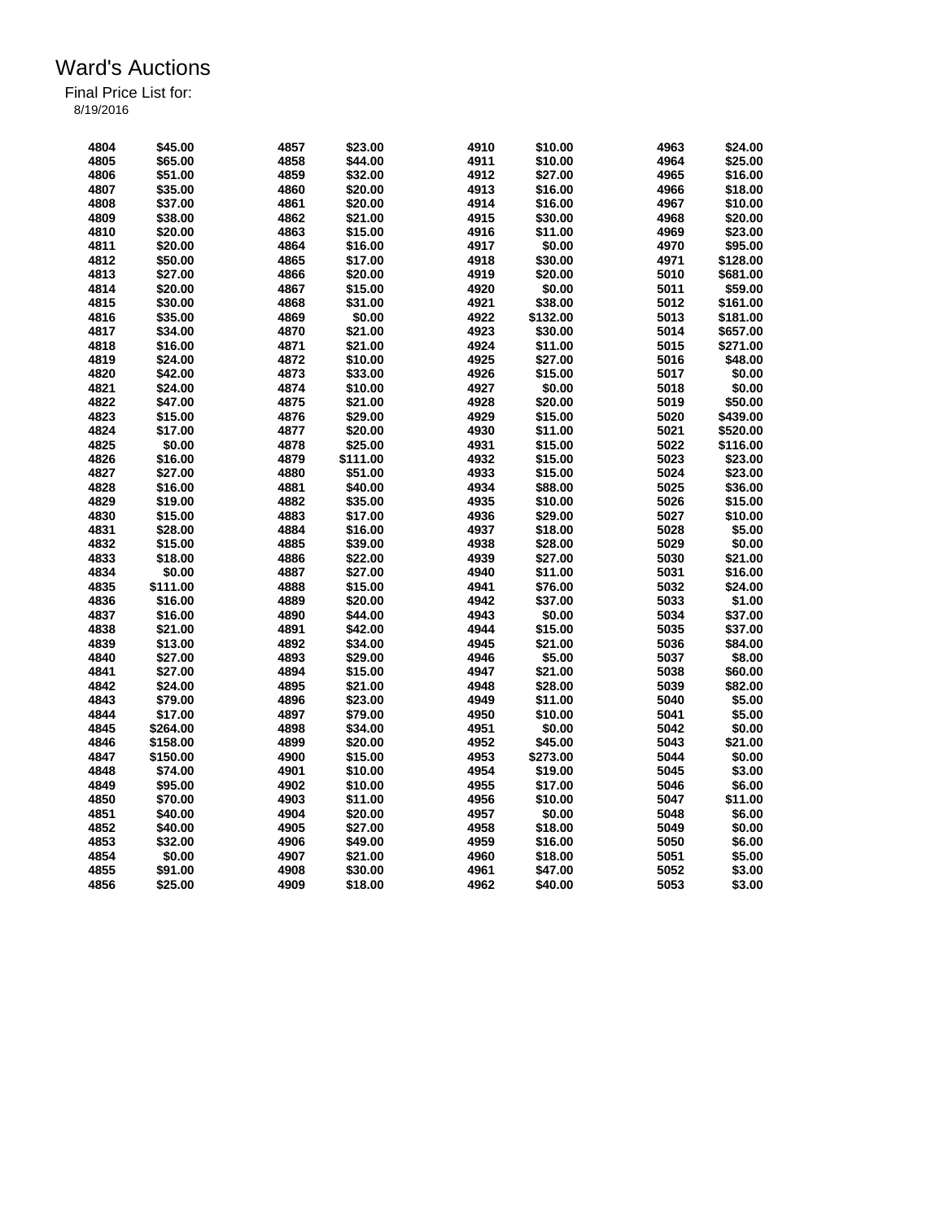# Ward's Auctions

Final Price List for:
8/19/2016

| Lot | Price | Lot | Price | Lot | Price | Lot | Price |
|---|---|---|---|---|---|---|---|
| 4804 | $45.00 | 4857 | $23.00 | 4910 | $10.00 | 4963 | $24.00 |
| 4805 | $65.00 | 4858 | $44.00 | 4911 | $10.00 | 4964 | $25.00 |
| 4806 | $51.00 | 4859 | $32.00 | 4912 | $27.00 | 4965 | $16.00 |
| 4807 | $35.00 | 4860 | $20.00 | 4913 | $16.00 | 4966 | $18.00 |
| 4808 | $37.00 | 4861 | $20.00 | 4914 | $16.00 | 4967 | $10.00 |
| 4809 | $38.00 | 4862 | $21.00 | 4915 | $30.00 | 4968 | $20.00 |
| 4810 | $20.00 | 4863 | $15.00 | 4916 | $11.00 | 4969 | $23.00 |
| 4811 | $20.00 | 4864 | $16.00 | 4917 | $0.00 | 4970 | $95.00 |
| 4812 | $50.00 | 4865 | $17.00 | 4918 | $30.00 | 4971 | $128.00 |
| 4813 | $27.00 | 4866 | $20.00 | 4919 | $20.00 | 5010 | $681.00 |
| 4814 | $20.00 | 4867 | $15.00 | 4920 | $0.00 | 5011 | $59.00 |
| 4815 | $30.00 | 4868 | $31.00 | 4921 | $38.00 | 5012 | $161.00 |
| 4816 | $35.00 | 4869 | $0.00 | 4922 | $132.00 | 5013 | $181.00 |
| 4817 | $34.00 | 4870 | $21.00 | 4923 | $30.00 | 5014 | $657.00 |
| 4818 | $16.00 | 4871 | $21.00 | 4924 | $11.00 | 5015 | $271.00 |
| 4819 | $24.00 | 4872 | $10.00 | 4925 | $27.00 | 5016 | $48.00 |
| 4820 | $42.00 | 4873 | $33.00 | 4926 | $15.00 | 5017 | $0.00 |
| 4821 | $24.00 | 4874 | $10.00 | 4927 | $0.00 | 5018 | $0.00 |
| 4822 | $47.00 | 4875 | $21.00 | 4928 | $20.00 | 5019 | $50.00 |
| 4823 | $15.00 | 4876 | $29.00 | 4929 | $15.00 | 5020 | $439.00 |
| 4824 | $17.00 | 4877 | $20.00 | 4930 | $11.00 | 5021 | $520.00 |
| 4825 | $0.00 | 4878 | $25.00 | 4931 | $15.00 | 5022 | $116.00 |
| 4826 | $16.00 | 4879 | $111.00 | 4932 | $15.00 | 5023 | $23.00 |
| 4827 | $27.00 | 4880 | $51.00 | 4933 | $15.00 | 5024 | $23.00 |
| 4828 | $16.00 | 4881 | $40.00 | 4934 | $88.00 | 5025 | $36.00 |
| 4829 | $19.00 | 4882 | $35.00 | 4935 | $10.00 | 5026 | $15.00 |
| 4830 | $15.00 | 4883 | $17.00 | 4936 | $29.00 | 5027 | $10.00 |
| 4831 | $28.00 | 4884 | $16.00 | 4937 | $18.00 | 5028 | $5.00 |
| 4832 | $15.00 | 4885 | $39.00 | 4938 | $28.00 | 5029 | $0.00 |
| 4833 | $18.00 | 4886 | $22.00 | 4939 | $27.00 | 5030 | $21.00 |
| 4834 | $0.00 | 4887 | $27.00 | 4940 | $11.00 | 5031 | $16.00 |
| 4835 | $111.00 | 4888 | $15.00 | 4941 | $76.00 | 5032 | $24.00 |
| 4836 | $16.00 | 4889 | $20.00 | 4942 | $37.00 | 5033 | $1.00 |
| 4837 | $16.00 | 4890 | $44.00 | 4943 | $0.00 | 5034 | $37.00 |
| 4838 | $21.00 | 4891 | $42.00 | 4944 | $15.00 | 5035 | $37.00 |
| 4839 | $13.00 | 4892 | $34.00 | 4945 | $21.00 | 5036 | $84.00 |
| 4840 | $27.00 | 4893 | $29.00 | 4946 | $5.00 | 5037 | $8.00 |
| 4841 | $27.00 | 4894 | $15.00 | 4947 | $21.00 | 5038 | $60.00 |
| 4842 | $24.00 | 4895 | $21.00 | 4948 | $28.00 | 5039 | $82.00 |
| 4843 | $79.00 | 4896 | $23.00 | 4949 | $11.00 | 5040 | $5.00 |
| 4844 | $17.00 | 4897 | $79.00 | 4950 | $10.00 | 5041 | $5.00 |
| 4845 | $264.00 | 4898 | $34.00 | 4951 | $0.00 | 5042 | $0.00 |
| 4846 | $158.00 | 4899 | $20.00 | 4952 | $45.00 | 5043 | $21.00 |
| 4847 | $150.00 | 4900 | $15.00 | 4953 | $273.00 | 5044 | $0.00 |
| 4848 | $74.00 | 4901 | $10.00 | 4954 | $19.00 | 5045 | $3.00 |
| 4849 | $95.00 | 4902 | $10.00 | 4955 | $17.00 | 5046 | $6.00 |
| 4850 | $70.00 | 4903 | $11.00 | 4956 | $10.00 | 5047 | $11.00 |
| 4851 | $40.00 | 4904 | $20.00 | 4957 | $0.00 | 5048 | $6.00 |
| 4852 | $40.00 | 4905 | $27.00 | 4958 | $18.00 | 5049 | $0.00 |
| 4853 | $32.00 | 4906 | $49.00 | 4959 | $16.00 | 5050 | $6.00 |
| 4854 | $0.00 | 4907 | $21.00 | 4960 | $18.00 | 5051 | $5.00 |
| 4855 | $91.00 | 4908 | $30.00 | 4961 | $47.00 | 5052 | $3.00 |
| 4856 | $25.00 | 4909 | $18.00 | 4962 | $40.00 | 5053 | $3.00 |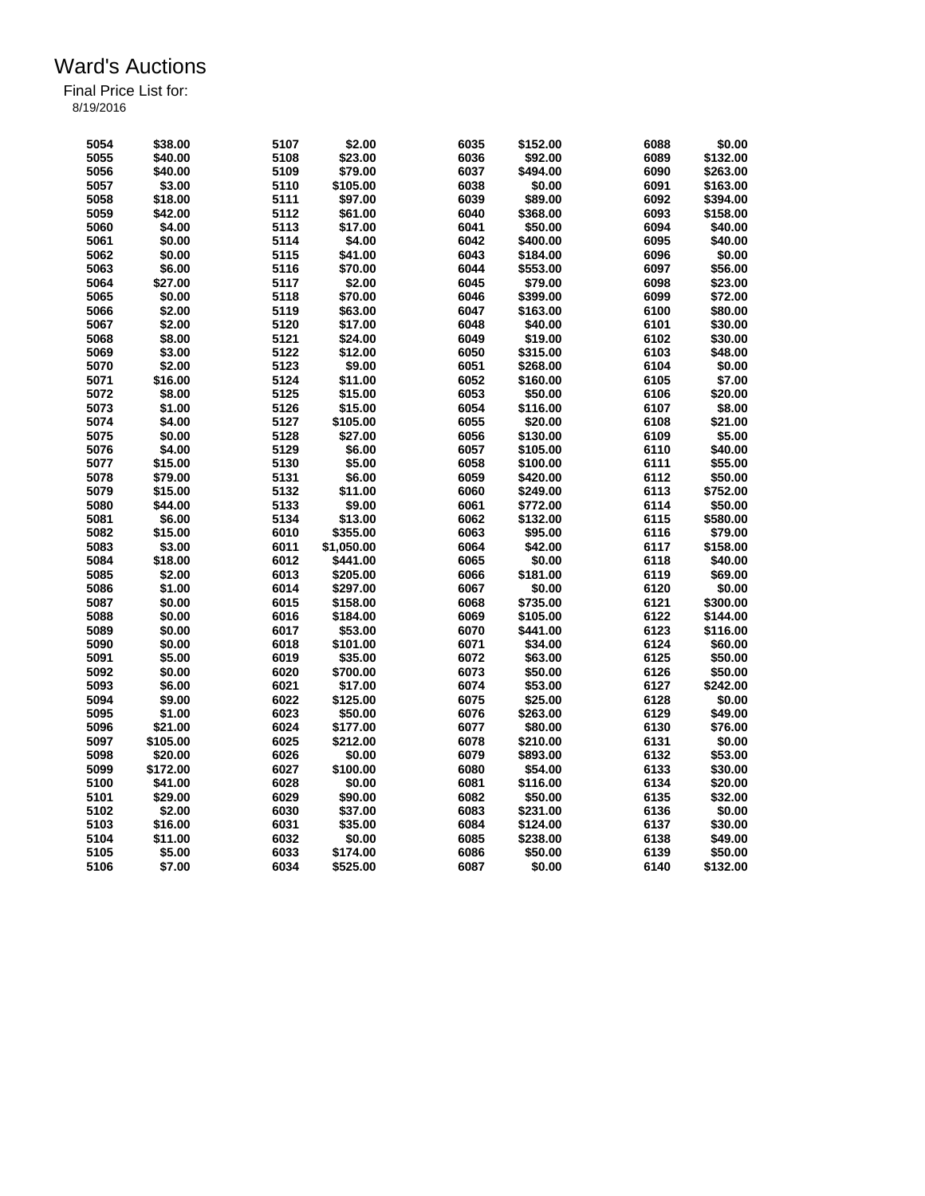# Ward's Auctions

Final Price List for:

8/19/2016

| Lot | Price | Lot | Price | Lot | Price | Lot | Price |
|---|---|---|---|---|---|---|---|
| 5054 | $38.00 | 5107 | $2.00 | 6035 | $152.00 | 6088 | $0.00 |
| 5055 | $40.00 | 5108 | $23.00 | 6036 | $92.00 | 6089 | $132.00 |
| 5056 | $40.00 | 5109 | $79.00 | 6037 | $494.00 | 6090 | $263.00 |
| 5057 | $3.00 | 5110 | $105.00 | 6038 | $0.00 | 6091 | $163.00 |
| 5058 | $18.00 | 5111 | $97.00 | 6039 | $89.00 | 6092 | $394.00 |
| 5059 | $42.00 | 5112 | $61.00 | 6040 | $368.00 | 6093 | $158.00 |
| 5060 | $4.00 | 5113 | $17.00 | 6041 | $50.00 | 6094 | $40.00 |
| 5061 | $0.00 | 5114 | $4.00 | 6042 | $400.00 | 6095 | $40.00 |
| 5062 | $0.00 | 5115 | $41.00 | 6043 | $184.00 | 6096 | $0.00 |
| 5063 | $6.00 | 5116 | $70.00 | 6044 | $553.00 | 6097 | $56.00 |
| 5064 | $27.00 | 5117 | $2.00 | 6045 | $79.00 | 6098 | $23.00 |
| 5065 | $0.00 | 5118 | $70.00 | 6046 | $399.00 | 6099 | $72.00 |
| 5066 | $2.00 | 5119 | $63.00 | 6047 | $163.00 | 6100 | $80.00 |
| 5067 | $2.00 | 5120 | $17.00 | 6048 | $40.00 | 6101 | $30.00 |
| 5068 | $8.00 | 5121 | $24.00 | 6049 | $19.00 | 6102 | $30.00 |
| 5069 | $3.00 | 5122 | $12.00 | 6050 | $315.00 | 6103 | $48.00 |
| 5070 | $2.00 | 5123 | $9.00 | 6051 | $268.00 | 6104 | $0.00 |
| 5071 | $16.00 | 5124 | $11.00 | 6052 | $160.00 | 6105 | $7.00 |
| 5072 | $8.00 | 5125 | $15.00 | 6053 | $50.00 | 6106 | $20.00 |
| 5073 | $1.00 | 5126 | $15.00 | 6054 | $116.00 | 6107 | $8.00 |
| 5074 | $4.00 | 5127 | $105.00 | 6055 | $20.00 | 6108 | $21.00 |
| 5075 | $0.00 | 5128 | $27.00 | 6056 | $130.00 | 6109 | $5.00 |
| 5076 | $4.00 | 5129 | $6.00 | 6057 | $105.00 | 6110 | $40.00 |
| 5077 | $15.00 | 5130 | $5.00 | 6058 | $100.00 | 6111 | $55.00 |
| 5078 | $79.00 | 5131 | $6.00 | 6059 | $420.00 | 6112 | $50.00 |
| 5079 | $15.00 | 5132 | $11.00 | 6060 | $249.00 | 6113 | $752.00 |
| 5080 | $44.00 | 5133 | $9.00 | 6061 | $772.00 | 6114 | $50.00 |
| 5081 | $6.00 | 5134 | $13.00 | 6062 | $132.00 | 6115 | $580.00 |
| 5082 | $15.00 | 6010 | $355.00 | 6063 | $95.00 | 6116 | $79.00 |
| 5083 | $3.00 | 6011 | $1,050.00 | 6064 | $42.00 | 6117 | $158.00 |
| 5084 | $18.00 | 6012 | $441.00 | 6065 | $0.00 | 6118 | $40.00 |
| 5085 | $2.00 | 6013 | $205.00 | 6066 | $181.00 | 6119 | $69.00 |
| 5086 | $1.00 | 6014 | $297.00 | 6067 | $0.00 | 6120 | $0.00 |
| 5087 | $0.00 | 6015 | $158.00 | 6068 | $735.00 | 6121 | $300.00 |
| 5088 | $0.00 | 6016 | $184.00 | 6069 | $105.00 | 6122 | $144.00 |
| 5089 | $0.00 | 6017 | $53.00 | 6070 | $441.00 | 6123 | $116.00 |
| 5090 | $0.00 | 6018 | $101.00 | 6071 | $34.00 | 6124 | $60.00 |
| 5091 | $5.00 | 6019 | $35.00 | 6072 | $63.00 | 6125 | $50.00 |
| 5092 | $0.00 | 6020 | $700.00 | 6073 | $50.00 | 6126 | $50.00 |
| 5093 | $6.00 | 6021 | $17.00 | 6074 | $53.00 | 6127 | $242.00 |
| 5094 | $9.00 | 6022 | $125.00 | 6075 | $25.00 | 6128 | $0.00 |
| 5095 | $1.00 | 6023 | $50.00 | 6076 | $263.00 | 6129 | $49.00 |
| 5096 | $21.00 | 6024 | $177.00 | 6077 | $80.00 | 6130 | $76.00 |
| 5097 | $105.00 | 6025 | $212.00 | 6078 | $210.00 | 6131 | $0.00 |
| 5098 | $20.00 | 6026 | $0.00 | 6079 | $893.00 | 6132 | $53.00 |
| 5099 | $172.00 | 6027 | $100.00 | 6080 | $54.00 | 6133 | $30.00 |
| 5100 | $41.00 | 6028 | $0.00 | 6081 | $116.00 | 6134 | $20.00 |
| 5101 | $29.00 | 6029 | $90.00 | 6082 | $50.00 | 6135 | $32.00 |
| 5102 | $2.00 | 6030 | $37.00 | 6083 | $231.00 | 6136 | $0.00 |
| 5103 | $16.00 | 6031 | $35.00 | 6084 | $124.00 | 6137 | $30.00 |
| 5104 | $11.00 | 6032 | $0.00 | 6085 | $238.00 | 6138 | $49.00 |
| 5105 | $5.00 | 6033 | $174.00 | 6086 | $50.00 | 6139 | $50.00 |
| 5106 | $7.00 | 6034 | $525.00 | 6087 | $0.00 | 6140 | $132.00 |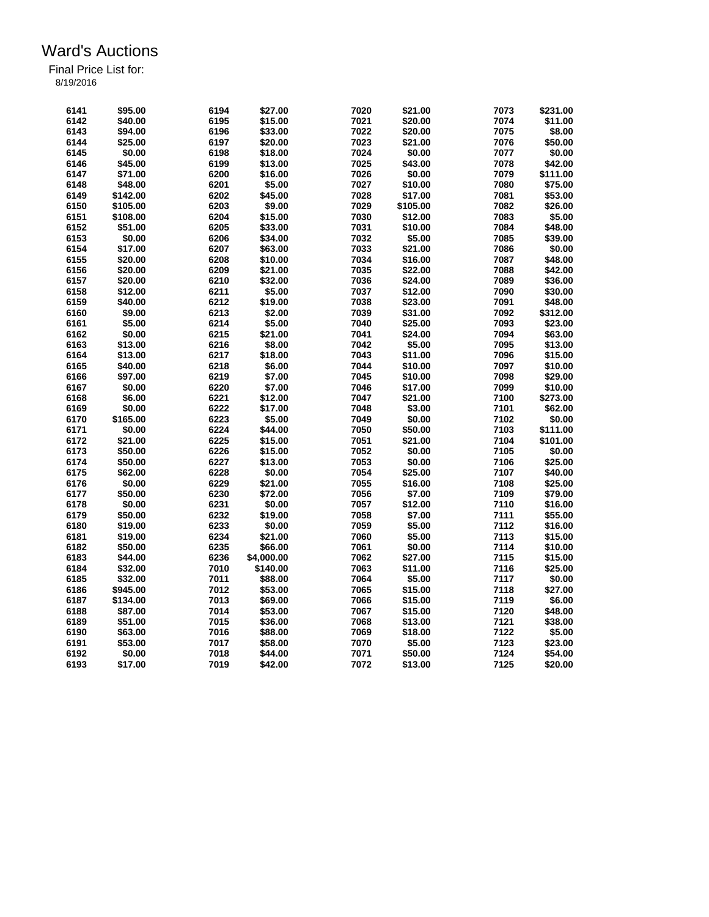# Ward's Auctions

Final Price List for:
8/19/2016

| Lot | Price | Lot | Price | Lot | Price | Lot | Price |
|---|---|---|---|---|---|---|---|
| 6141 | $95.00 | 6194 | $27.00 | 7020 | $21.00 | 7073 | $231.00 |
| 6142 | $40.00 | 6195 | $15.00 | 7021 | $20.00 | 7074 | $11.00 |
| 6143 | $94.00 | 6196 | $33.00 | 7022 | $20.00 | 7075 | $8.00 |
| 6144 | $25.00 | 6197 | $20.00 | 7023 | $21.00 | 7076 | $50.00 |
| 6145 | $0.00 | 6198 | $18.00 | 7024 | $0.00 | 7077 | $0.00 |
| 6146 | $45.00 | 6199 | $13.00 | 7025 | $43.00 | 7078 | $42.00 |
| 6147 | $71.00 | 6200 | $16.00 | 7026 | $0.00 | 7079 | $111.00 |
| 6148 | $48.00 | 6201 | $5.00 | 7027 | $10.00 | 7080 | $75.00 |
| 6149 | $142.00 | 6202 | $45.00 | 7028 | $17.00 | 7081 | $53.00 |
| 6150 | $105.00 | 6203 | $9.00 | 7029 | $105.00 | 7082 | $26.00 |
| 6151 | $108.00 | 6204 | $15.00 | 7030 | $12.00 | 7083 | $5.00 |
| 6152 | $51.00 | 6205 | $33.00 | 7031 | $10.00 | 7084 | $48.00 |
| 6153 | $0.00 | 6206 | $34.00 | 7032 | $5.00 | 7085 | $39.00 |
| 6154 | $17.00 | 6207 | $63.00 | 7033 | $21.00 | 7086 | $0.00 |
| 6155 | $20.00 | 6208 | $10.00 | 7034 | $16.00 | 7087 | $48.00 |
| 6156 | $20.00 | 6209 | $21.00 | 7035 | $22.00 | 7088 | $42.00 |
| 6157 | $20.00 | 6210 | $32.00 | 7036 | $24.00 | 7089 | $36.00 |
| 6158 | $12.00 | 6211 | $5.00 | 7037 | $12.00 | 7090 | $30.00 |
| 6159 | $40.00 | 6212 | $19.00 | 7038 | $23.00 | 7091 | $48.00 |
| 6160 | $9.00 | 6213 | $2.00 | 7039 | $31.00 | 7092 | $312.00 |
| 6161 | $5.00 | 6214 | $5.00 | 7040 | $25.00 | 7093 | $23.00 |
| 6162 | $0.00 | 6215 | $21.00 | 7041 | $24.00 | 7094 | $63.00 |
| 6163 | $13.00 | 6216 | $8.00 | 7042 | $5.00 | 7095 | $13.00 |
| 6164 | $13.00 | 6217 | $18.00 | 7043 | $11.00 | 7096 | $15.00 |
| 6165 | $40.00 | 6218 | $6.00 | 7044 | $10.00 | 7097 | $10.00 |
| 6166 | $97.00 | 6219 | $7.00 | 7045 | $10.00 | 7098 | $29.00 |
| 6167 | $0.00 | 6220 | $7.00 | 7046 | $17.00 | 7099 | $10.00 |
| 6168 | $6.00 | 6221 | $12.00 | 7047 | $21.00 | 7100 | $273.00 |
| 6169 | $0.00 | 6222 | $17.00 | 7048 | $3.00 | 7101 | $62.00 |
| 6170 | $165.00 | 6223 | $5.00 | 7049 | $0.00 | 7102 | $0.00 |
| 6171 | $0.00 | 6224 | $44.00 | 7050 | $50.00 | 7103 | $111.00 |
| 6172 | $21.00 | 6225 | $15.00 | 7051 | $21.00 | 7104 | $101.00 |
| 6173 | $50.00 | 6226 | $15.00 | 7052 | $0.00 | 7105 | $0.00 |
| 6174 | $50.00 | 6227 | $13.00 | 7053 | $0.00 | 7106 | $25.00 |
| 6175 | $62.00 | 6228 | $0.00 | 7054 | $25.00 | 7107 | $40.00 |
| 6176 | $0.00 | 6229 | $21.00 | 7055 | $16.00 | 7108 | $25.00 |
| 6177 | $50.00 | 6230 | $72.00 | 7056 | $7.00 | 7109 | $79.00 |
| 6178 | $0.00 | 6231 | $0.00 | 7057 | $12.00 | 7110 | $16.00 |
| 6179 | $50.00 | 6232 | $19.00 | 7058 | $7.00 | 7111 | $55.00 |
| 6180 | $19.00 | 6233 | $0.00 | 7059 | $5.00 | 7112 | $16.00 |
| 6181 | $19.00 | 6234 | $21.00 | 7060 | $5.00 | 7113 | $15.00 |
| 6182 | $50.00 | 6235 | $66.00 | 7061 | $0.00 | 7114 | $10.00 |
| 6183 | $44.00 | 6236 | $4,000.00 | 7062 | $27.00 | 7115 | $15.00 |
| 6184 | $32.00 | 7010 | $140.00 | 7063 | $11.00 | 7116 | $25.00 |
| 6185 | $32.00 | 7011 | $88.00 | 7064 | $5.00 | 7117 | $0.00 |
| 6186 | $945.00 | 7012 | $53.00 | 7065 | $15.00 | 7118 | $27.00 |
| 6187 | $134.00 | 7013 | $69.00 | 7066 | $15.00 | 7119 | $6.00 |
| 6188 | $87.00 | 7014 | $53.00 | 7067 | $15.00 | 7120 | $48.00 |
| 6189 | $51.00 | 7015 | $36.00 | 7068 | $13.00 | 7121 | $38.00 |
| 6190 | $63.00 | 7016 | $88.00 | 7069 | $18.00 | 7122 | $5.00 |
| 6191 | $53.00 | 7017 | $58.00 | 7070 | $5.00 | 7123 | $23.00 |
| 6192 | $0.00 | 7018 | $44.00 | 7071 | $50.00 | 7124 | $54.00 |
| 6193 | $17.00 | 7019 | $42.00 | 7072 | $13.00 | 7125 | $20.00 |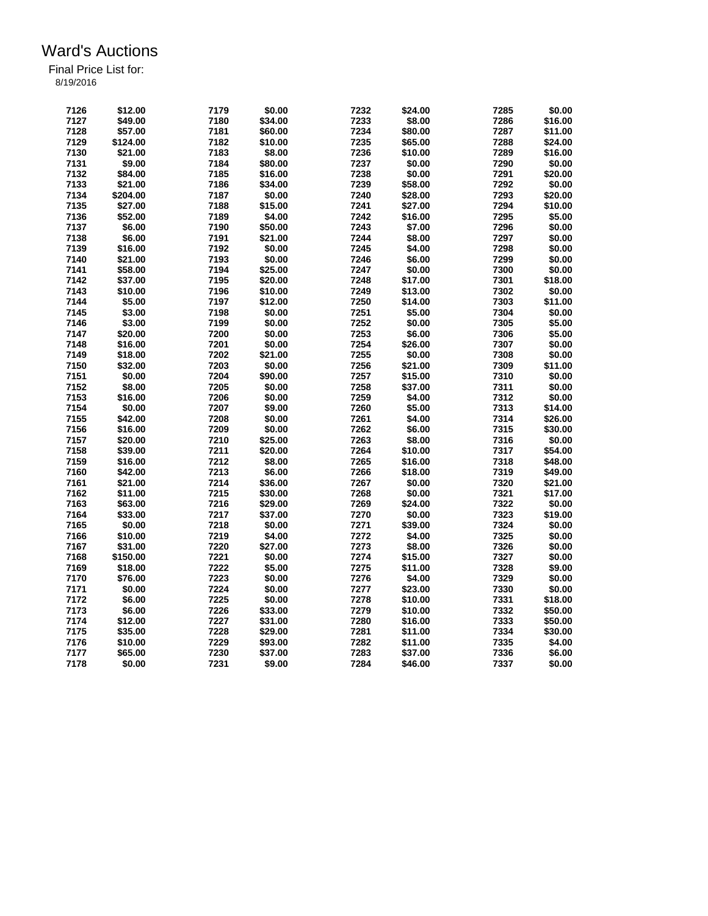# Ward's Auctions

Final Price List for:

8/19/2016

| Lot | Price | Lot | Price | Lot | Price | Lot | Price |
|---|---|---|---|---|---|---|---|
| 7126 | $12.00 | 7179 | $0.00 | 7232 | $24.00 | 7285 | $0.00 |
| 7127 | $49.00 | 7180 | $34.00 | 7233 | $8.00 | 7286 | $16.00 |
| 7128 | $57.00 | 7181 | $60.00 | 7234 | $80.00 | 7287 | $11.00 |
| 7129 | $124.00 | 7182 | $10.00 | 7235 | $65.00 | 7288 | $24.00 |
| 7130 | $21.00 | 7183 | $8.00 | 7236 | $10.00 | 7289 | $16.00 |
| 7131 | $9.00 | 7184 | $80.00 | 7237 | $0.00 | 7290 | $0.00 |
| 7132 | $84.00 | 7185 | $16.00 | 7238 | $0.00 | 7291 | $20.00 |
| 7133 | $21.00 | 7186 | $34.00 | 7239 | $58.00 | 7292 | $0.00 |
| 7134 | $204.00 | 7187 | $0.00 | 7240 | $28.00 | 7293 | $20.00 |
| 7135 | $27.00 | 7188 | $15.00 | 7241 | $27.00 | 7294 | $10.00 |
| 7136 | $52.00 | 7189 | $4.00 | 7242 | $16.00 | 7295 | $5.00 |
| 7137 | $6.00 | 7190 | $50.00 | 7243 | $7.00 | 7296 | $0.00 |
| 7138 | $6.00 | 7191 | $21.00 | 7244 | $8.00 | 7297 | $0.00 |
| 7139 | $16.00 | 7192 | $0.00 | 7245 | $4.00 | 7298 | $0.00 |
| 7140 | $21.00 | 7193 | $0.00 | 7246 | $6.00 | 7299 | $0.00 |
| 7141 | $58.00 | 7194 | $25.00 | 7247 | $0.00 | 7300 | $0.00 |
| 7142 | $37.00 | 7195 | $20.00 | 7248 | $17.00 | 7301 | $18.00 |
| 7143 | $10.00 | 7196 | $10.00 | 7249 | $13.00 | 7302 | $0.00 |
| 7144 | $5.00 | 7197 | $12.00 | 7250 | $14.00 | 7303 | $11.00 |
| 7145 | $3.00 | 7198 | $0.00 | 7251 | $5.00 | 7304 | $0.00 |
| 7146 | $3.00 | 7199 | $0.00 | 7252 | $0.00 | 7305 | $5.00 |
| 7147 | $20.00 | 7200 | $0.00 | 7253 | $6.00 | 7306 | $5.00 |
| 7148 | $16.00 | 7201 | $0.00 | 7254 | $26.00 | 7307 | $0.00 |
| 7149 | $18.00 | 7202 | $21.00 | 7255 | $0.00 | 7308 | $0.00 |
| 7150 | $32.00 | 7203 | $0.00 | 7256 | $21.00 | 7309 | $11.00 |
| 7151 | $0.00 | 7204 | $90.00 | 7257 | $15.00 | 7310 | $0.00 |
| 7152 | $8.00 | 7205 | $0.00 | 7258 | $37.00 | 7311 | $0.00 |
| 7153 | $16.00 | 7206 | $0.00 | 7259 | $4.00 | 7312 | $0.00 |
| 7154 | $0.00 | 7207 | $9.00 | 7260 | $5.00 | 7313 | $14.00 |
| 7155 | $42.00 | 7208 | $0.00 | 7261 | $4.00 | 7314 | $26.00 |
| 7156 | $16.00 | 7209 | $0.00 | 7262 | $6.00 | 7315 | $30.00 |
| 7157 | $20.00 | 7210 | $25.00 | 7263 | $8.00 | 7316 | $0.00 |
| 7158 | $39.00 | 7211 | $20.00 | 7264 | $10.00 | 7317 | $54.00 |
| 7159 | $16.00 | 7212 | $8.00 | 7265 | $16.00 | 7318 | $48.00 |
| 7160 | $42.00 | 7213 | $6.00 | 7266 | $18.00 | 7319 | $49.00 |
| 7161 | $21.00 | 7214 | $36.00 | 7267 | $0.00 | 7320 | $21.00 |
| 7162 | $11.00 | 7215 | $30.00 | 7268 | $0.00 | 7321 | $17.00 |
| 7163 | $63.00 | 7216 | $29.00 | 7269 | $24.00 | 7322 | $0.00 |
| 7164 | $33.00 | 7217 | $37.00 | 7270 | $0.00 | 7323 | $19.00 |
| 7165 | $0.00 | 7218 | $0.00 | 7271 | $39.00 | 7324 | $0.00 |
| 7166 | $10.00 | 7219 | $4.00 | 7272 | $4.00 | 7325 | $0.00 |
| 7167 | $31.00 | 7220 | $27.00 | 7273 | $8.00 | 7326 | $0.00 |
| 7168 | $150.00 | 7221 | $0.00 | 7274 | $15.00 | 7327 | $0.00 |
| 7169 | $18.00 | 7222 | $5.00 | 7275 | $11.00 | 7328 | $9.00 |
| 7170 | $76.00 | 7223 | $0.00 | 7276 | $4.00 | 7329 | $0.00 |
| 7171 | $0.00 | 7224 | $0.00 | 7277 | $23.00 | 7330 | $0.00 |
| 7172 | $6.00 | 7225 | $0.00 | 7278 | $10.00 | 7331 | $18.00 |
| 7173 | $6.00 | 7226 | $33.00 | 7279 | $10.00 | 7332 | $50.00 |
| 7174 | $12.00 | 7227 | $31.00 | 7280 | $16.00 | 7333 | $50.00 |
| 7175 | $35.00 | 7228 | $29.00 | 7281 | $11.00 | 7334 | $30.00 |
| 7176 | $10.00 | 7229 | $93.00 | 7282 | $11.00 | 7335 | $4.00 |
| 7177 | $65.00 | 7230 | $37.00 | 7283 | $37.00 | 7336 | $6.00 |
| 7178 | $0.00 | 7231 | $9.00 | 7284 | $46.00 | 7337 | $0.00 |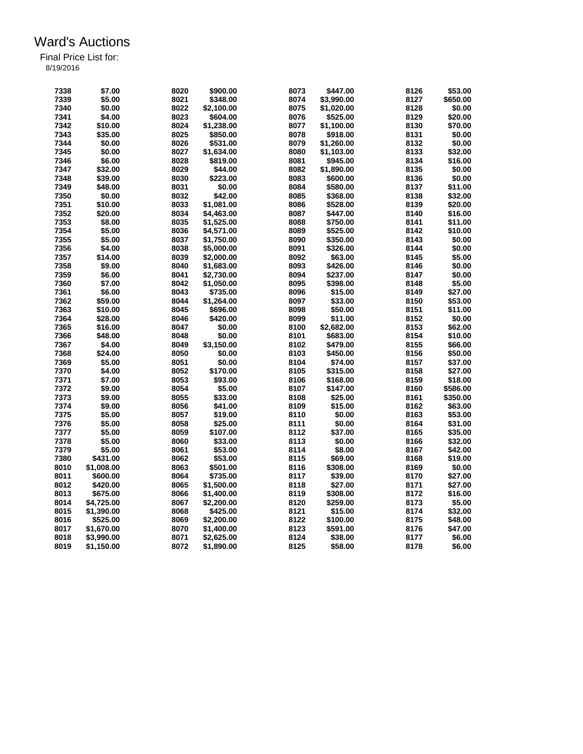# Ward's Auctions

Final Price List for:
8/19/2016

| Lot | Price | Lot | Price | Lot | Price | Lot | Price |
|---|---|---|---|---|---|---|---|
| 7338 | $7.00 | 8020 | $900.00 | 8073 | $447.00 | 8126 | $53.00 |
| 7339 | $5.00 | 8021 | $348.00 | 8074 | $3,990.00 | 8127 | $650.00 |
| 7340 | $0.00 | 8022 | $2,100.00 | 8075 | $1,020.00 | 8128 | $0.00 |
| 7341 | $4.00 | 8023 | $604.00 | 8076 | $525.00 | 8129 | $20.00 |
| 7342 | $10.00 | 8024 | $1,238.00 | 8077 | $1,100.00 | 8130 | $70.00 |
| 7343 | $35.00 | 8025 | $850.00 | 8078 | $918.00 | 8131 | $0.00 |
| 7344 | $0.00 | 8026 | $531.00 | 8079 | $1,260.00 | 8132 | $0.00 |
| 7345 | $0.00 | 8027 | $1,634.00 | 8080 | $1,103.00 | 8133 | $32.00 |
| 7346 | $6.00 | 8028 | $819.00 | 8081 | $945.00 | 8134 | $16.00 |
| 7347 | $32.00 | 8029 | $44.00 | 8082 | $1,890.00 | 8135 | $0.00 |
| 7348 | $39.00 | 8030 | $223.00 | 8083 | $600.00 | 8136 | $0.00 |
| 7349 | $48.00 | 8031 | $0.00 | 8084 | $580.00 | 8137 | $11.00 |
| 7350 | $0.00 | 8032 | $42.00 | 8085 | $368.00 | 8138 | $32.00 |
| 7351 | $10.00 | 8033 | $1,081.00 | 8086 | $528.00 | 8139 | $20.00 |
| 7352 | $20.00 | 8034 | $4,463.00 | 8087 | $447.00 | 8140 | $16.00 |
| 7353 | $8.00 | 8035 | $1,525.00 | 8088 | $750.00 | 8141 | $11.00 |
| 7354 | $5.00 | 8036 | $4,571.00 | 8089 | $525.00 | 8142 | $10.00 |
| 7355 | $5.00 | 8037 | $1,750.00 | 8090 | $350.00 | 8143 | $0.00 |
| 7356 | $4.00 | 8038 | $5,000.00 | 8091 | $326.00 | 8144 | $0.00 |
| 7357 | $14.00 | 8039 | $2,000.00 | 8092 | $63.00 | 8145 | $5.00 |
| 7358 | $9.00 | 8040 | $1,683.00 | 8093 | $426.00 | 8146 | $0.00 |
| 7359 | $6.00 | 8041 | $2,730.00 | 8094 | $237.00 | 8147 | $0.00 |
| 7360 | $7.00 | 8042 | $1,050.00 | 8095 | $398.00 | 8148 | $5.00 |
| 7361 | $6.00 | 8043 | $735.00 | 8096 | $15.00 | 8149 | $27.00 |
| 7362 | $59.00 | 8044 | $1,264.00 | 8097 | $33.00 | 8150 | $53.00 |
| 7363 | $10.00 | 8045 | $696.00 | 8098 | $50.00 | 8151 | $11.00 |
| 7364 | $28.00 | 8046 | $420.00 | 8099 | $11.00 | 8152 | $0.00 |
| 7365 | $16.00 | 8047 | $0.00 | 8100 | $2,682.00 | 8153 | $62.00 |
| 7366 | $48.00 | 8048 | $0.00 | 8101 | $683.00 | 8154 | $10.00 |
| 7367 | $4.00 | 8049 | $3,150.00 | 8102 | $479.00 | 8155 | $66.00 |
| 7368 | $24.00 | 8050 | $0.00 | 8103 | $450.00 | 8156 | $50.00 |
| 7369 | $5.00 | 8051 | $0.00 | 8104 | $74.00 | 8157 | $37.00 |
| 7370 | $4.00 | 8052 | $170.00 | 8105 | $315.00 | 8158 | $27.00 |
| 7371 | $7.00 | 8053 | $93.00 | 8106 | $168.00 | 8159 | $18.00 |
| 7372 | $9.00 | 8054 | $5.00 | 8107 | $147.00 | 8160 | $586.00 |
| 7373 | $9.00 | 8055 | $33.00 | 8108 | $25.00 | 8161 | $350.00 |
| 7374 | $9.00 | 8056 | $41.00 | 8109 | $15.00 | 8162 | $63.00 |
| 7375 | $5.00 | 8057 | $19.00 | 8110 | $0.00 | 8163 | $53.00 |
| 7376 | $5.00 | 8058 | $25.00 | 8111 | $0.00 | 8164 | $31.00 |
| 7377 | $5.00 | 8059 | $107.00 | 8112 | $37.00 | 8165 | $35.00 |
| 7378 | $5.00 | 8060 | $33.00 | 8113 | $0.00 | 8166 | $32.00 |
| 7379 | $5.00 | 8061 | $53.00 | 8114 | $8.00 | 8167 | $42.00 |
| 7380 | $431.00 | 8062 | $53.00 | 8115 | $69.00 | 8168 | $19.00 |
| 8010 | $1,008.00 | 8063 | $501.00 | 8116 | $308.00 | 8169 | $0.00 |
| 8011 | $600.00 | 8064 | $735.00 | 8117 | $39.00 | 8170 | $27.00 |
| 8012 | $420.00 | 8065 | $1,500.00 | 8118 | $27.00 | 8171 | $27.00 |
| 8013 | $675.00 | 8066 | $1,400.00 | 8119 | $308.00 | 8172 | $16.00 |
| 8014 | $4,725.00 | 8067 | $2,200.00 | 8120 | $259.00 | 8173 | $5.00 |
| 8015 | $1,390.00 | 8068 | $425.00 | 8121 | $15.00 | 8174 | $32.00 |
| 8016 | $525.00 | 8069 | $2,200.00 | 8122 | $100.00 | 8175 | $48.00 |
| 8017 | $1,670.00 | 8070 | $1,400.00 | 8123 | $591.00 | 8176 | $47.00 |
| 8018 | $3,990.00 | 8071 | $2,625.00 | 8124 | $38.00 | 8177 | $6.00 |
| 8019 | $1,150.00 | 8072 | $1,890.00 | 8125 | $58.00 | 8178 | $6.00 |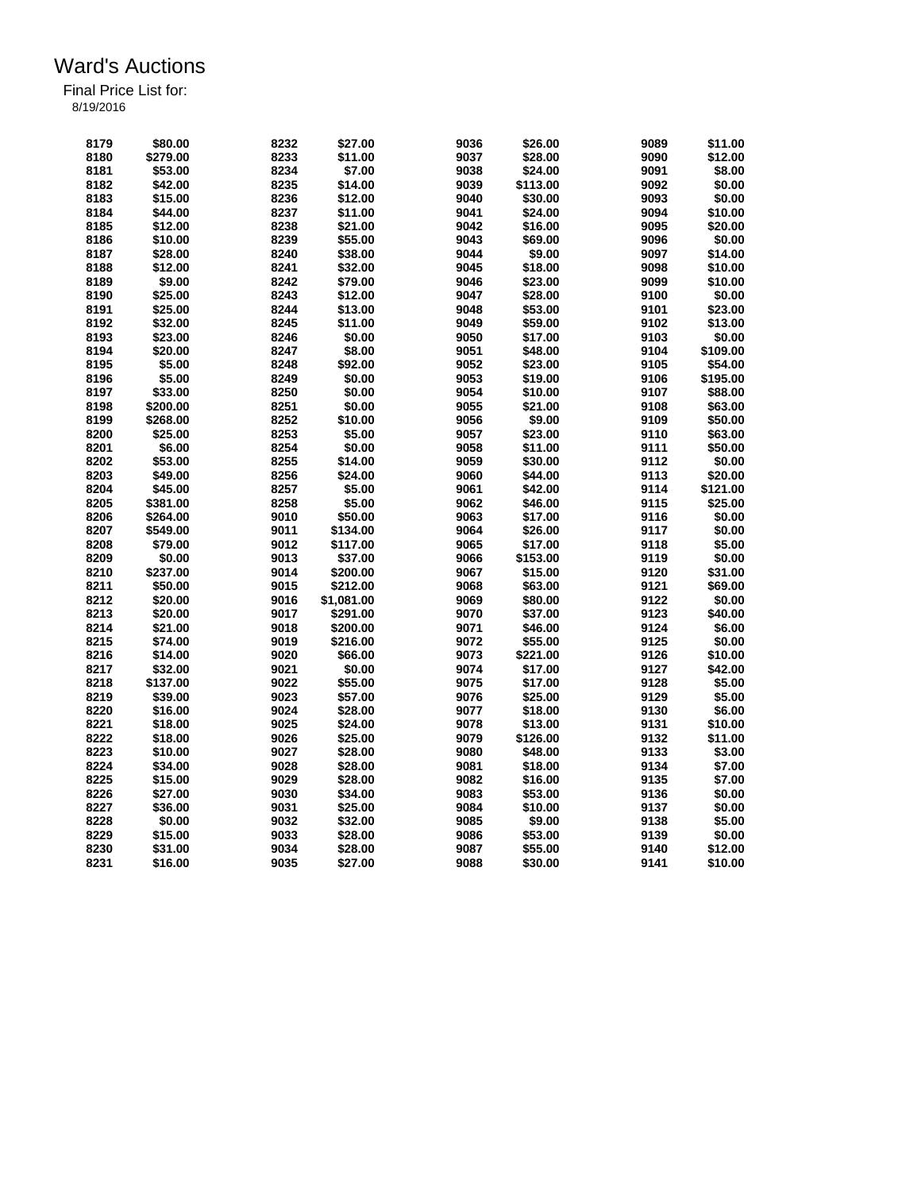# Ward's Auctions

Final Price List for:

8/19/2016

| Lot | Price | Lot | Price | Lot | Price | Lot | Price |
|---|---|---|---|---|---|---|---|
| 8179 | $80.00 | 8232 | $27.00 | 9036 | $26.00 | 9089 | $11.00 |
| 8180 | $279.00 | 8233 | $11.00 | 9037 | $28.00 | 9090 | $12.00 |
| 8181 | $53.00 | 8234 | $7.00 | 9038 | $24.00 | 9091 | $8.00 |
| 8182 | $42.00 | 8235 | $14.00 | 9039 | $113.00 | 9092 | $0.00 |
| 8183 | $15.00 | 8236 | $12.00 | 9040 | $30.00 | 9093 | $0.00 |
| 8184 | $44.00 | 8237 | $11.00 | 9041 | $24.00 | 9094 | $10.00 |
| 8185 | $12.00 | 8238 | $21.00 | 9042 | $16.00 | 9095 | $20.00 |
| 8186 | $10.00 | 8239 | $55.00 | 9043 | $69.00 | 9096 | $0.00 |
| 8187 | $28.00 | 8240 | $38.00 | 9044 | $9.00 | 9097 | $14.00 |
| 8188 | $12.00 | 8241 | $32.00 | 9045 | $18.00 | 9098 | $10.00 |
| 8189 | $9.00 | 8242 | $79.00 | 9046 | $23.00 | 9099 | $10.00 |
| 8190 | $25.00 | 8243 | $12.00 | 9047 | $28.00 | 9100 | $0.00 |
| 8191 | $25.00 | 8244 | $13.00 | 9048 | $53.00 | 9101 | $23.00 |
| 8192 | $32.00 | 8245 | $11.00 | 9049 | $59.00 | 9102 | $13.00 |
| 8193 | $23.00 | 8246 | $0.00 | 9050 | $17.00 | 9103 | $0.00 |
| 8194 | $20.00 | 8247 | $8.00 | 9051 | $48.00 | 9104 | $109.00 |
| 8195 | $5.00 | 8248 | $92.00 | 9052 | $23.00 | 9105 | $54.00 |
| 8196 | $5.00 | 8249 | $0.00 | 9053 | $19.00 | 9106 | $195.00 |
| 8197 | $33.00 | 8250 | $0.00 | 9054 | $10.00 | 9107 | $88.00 |
| 8198 | $200.00 | 8251 | $0.00 | 9055 | $21.00 | 9108 | $63.00 |
| 8199 | $268.00 | 8252 | $10.00 | 9056 | $9.00 | 9109 | $50.00 |
| 8200 | $25.00 | 8253 | $5.00 | 9057 | $23.00 | 9110 | $63.00 |
| 8201 | $6.00 | 8254 | $0.00 | 9058 | $11.00 | 9111 | $50.00 |
| 8202 | $53.00 | 8255 | $14.00 | 9059 | $30.00 | 9112 | $0.00 |
| 8203 | $49.00 | 8256 | $24.00 | 9060 | $44.00 | 9113 | $20.00 |
| 8204 | $45.00 | 8257 | $5.00 | 9061 | $42.00 | 9114 | $121.00 |
| 8205 | $381.00 | 8258 | $5.00 | 9062 | $46.00 | 9115 | $25.00 |
| 8206 | $264.00 | 9010 | $50.00 | 9063 | $17.00 | 9116 | $0.00 |
| 8207 | $549.00 | 9011 | $134.00 | 9064 | $26.00 | 9117 | $0.00 |
| 8208 | $79.00 | 9012 | $117.00 | 9065 | $17.00 | 9118 | $5.00 |
| 8209 | $0.00 | 9013 | $37.00 | 9066 | $153.00 | 9119 | $0.00 |
| 8210 | $237.00 | 9014 | $200.00 | 9067 | $15.00 | 9120 | $31.00 |
| 8211 | $50.00 | 9015 | $212.00 | 9068 | $63.00 | 9121 | $69.00 |
| 8212 | $20.00 | 9016 | $1,081.00 | 9069 | $80.00 | 9122 | $0.00 |
| 8213 | $20.00 | 9017 | $291.00 | 9070 | $37.00 | 9123 | $40.00 |
| 8214 | $21.00 | 9018 | $200.00 | 9071 | $46.00 | 9124 | $6.00 |
| 8215 | $74.00 | 9019 | $216.00 | 9072 | $55.00 | 9125 | $0.00 |
| 8216 | $14.00 | 9020 | $66.00 | 9073 | $221.00 | 9126 | $10.00 |
| 8217 | $32.00 | 9021 | $0.00 | 9074 | $17.00 | 9127 | $42.00 |
| 8218 | $137.00 | 9022 | $55.00 | 9075 | $17.00 | 9128 | $5.00 |
| 8219 | $39.00 | 9023 | $57.00 | 9076 | $25.00 | 9129 | $5.00 |
| 8220 | $16.00 | 9024 | $28.00 | 9077 | $18.00 | 9130 | $6.00 |
| 8221 | $18.00 | 9025 | $24.00 | 9078 | $13.00 | 9131 | $10.00 |
| 8222 | $18.00 | 9026 | $25.00 | 9079 | $126.00 | 9132 | $11.00 |
| 8223 | $10.00 | 9027 | $28.00 | 9080 | $48.00 | 9133 | $3.00 |
| 8224 | $34.00 | 9028 | $28.00 | 9081 | $18.00 | 9134 | $7.00 |
| 8225 | $15.00 | 9029 | $28.00 | 9082 | $16.00 | 9135 | $7.00 |
| 8226 | $27.00 | 9030 | $34.00 | 9083 | $53.00 | 9136 | $0.00 |
| 8227 | $36.00 | 9031 | $25.00 | 9084 | $10.00 | 9137 | $0.00 |
| 8228 | $0.00 | 9032 | $32.00 | 9085 | $9.00 | 9138 | $5.00 |
| 8229 | $15.00 | 9033 | $28.00 | 9086 | $53.00 | 9139 | $0.00 |
| 8230 | $31.00 | 9034 | $28.00 | 9087 | $55.00 | 9140 | $12.00 |
| 8231 | $16.00 | 9035 | $27.00 | 9088 | $30.00 | 9141 | $10.00 |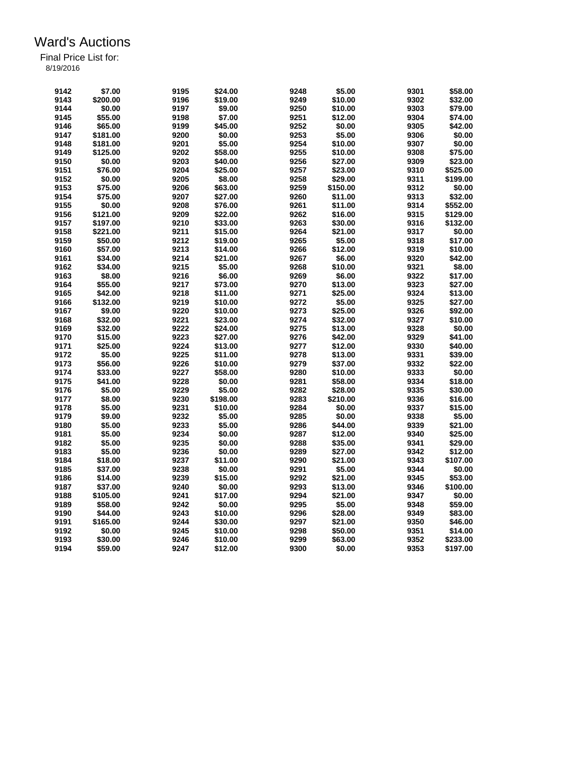# Ward's Auctions

Final Price List for:

8/19/2016

| Lot | Price | Lot | Price | Lot | Price | Lot | Price |
|---|---|---|---|---|---|---|---|
| 9142 | $7.00 | 9195 | $24.00 | 9248 | $5.00 | 9301 | $58.00 |
| 9143 | $200.00 | 9196 | $19.00 | 9249 | $10.00 | 9302 | $32.00 |
| 9144 | $0.00 | 9197 | $9.00 | 9250 | $10.00 | 9303 | $79.00 |
| 9145 | $55.00 | 9198 | $7.00 | 9251 | $12.00 | 9304 | $74.00 |
| 9146 | $65.00 | 9199 | $45.00 | 9252 | $0.00 | 9305 | $42.00 |
| 9147 | $181.00 | 9200 | $0.00 | 9253 | $5.00 | 9306 | $0.00 |
| 9148 | $181.00 | 9201 | $5.00 | 9254 | $10.00 | 9307 | $0.00 |
| 9149 | $125.00 | 9202 | $58.00 | 9255 | $10.00 | 9308 | $75.00 |
| 9150 | $0.00 | 9203 | $40.00 | 9256 | $27.00 | 9309 | $23.00 |
| 9151 | $76.00 | 9204 | $25.00 | 9257 | $23.00 | 9310 | $525.00 |
| 9152 | $0.00 | 9205 | $8.00 | 9258 | $29.00 | 9311 | $199.00 |
| 9153 | $75.00 | 9206 | $63.00 | 9259 | $150.00 | 9312 | $0.00 |
| 9154 | $75.00 | 9207 | $27.00 | 9260 | $11.00 | 9313 | $32.00 |
| 9155 | $0.00 | 9208 | $76.00 | 9261 | $11.00 | 9314 | $552.00 |
| 9156 | $121.00 | 9209 | $22.00 | 9262 | $16.00 | 9315 | $129.00 |
| 9157 | $197.00 | 9210 | $33.00 | 9263 | $30.00 | 9316 | $132.00 |
| 9158 | $221.00 | 9211 | $15.00 | 9264 | $21.00 | 9317 | $0.00 |
| 9159 | $50.00 | 9212 | $19.00 | 9265 | $5.00 | 9318 | $17.00 |
| 9160 | $57.00 | 9213 | $14.00 | 9266 | $12.00 | 9319 | $10.00 |
| 9161 | $34.00 | 9214 | $21.00 | 9267 | $6.00 | 9320 | $42.00 |
| 9162 | $34.00 | 9215 | $5.00 | 9268 | $10.00 | 9321 | $8.00 |
| 9163 | $8.00 | 9216 | $6.00 | 9269 | $6.00 | 9322 | $17.00 |
| 9164 | $55.00 | 9217 | $73.00 | 9270 | $13.00 | 9323 | $27.00 |
| 9165 | $42.00 | 9218 | $11.00 | 9271 | $25.00 | 9324 | $13.00 |
| 9166 | $132.00 | 9219 | $10.00 | 9272 | $5.00 | 9325 | $27.00 |
| 9167 | $9.00 | 9220 | $10.00 | 9273 | $25.00 | 9326 | $92.00 |
| 9168 | $32.00 | 9221 | $23.00 | 9274 | $32.00 | 9327 | $10.00 |
| 9169 | $32.00 | 9222 | $24.00 | 9275 | $13.00 | 9328 | $0.00 |
| 9170 | $15.00 | 9223 | $27.00 | 9276 | $42.00 | 9329 | $41.00 |
| 9171 | $25.00 | 9224 | $13.00 | 9277 | $12.00 | 9330 | $40.00 |
| 9172 | $5.00 | 9225 | $11.00 | 9278 | $13.00 | 9331 | $39.00 |
| 9173 | $56.00 | 9226 | $10.00 | 9279 | $37.00 | 9332 | $22.00 |
| 9174 | $33.00 | 9227 | $58.00 | 9280 | $10.00 | 9333 | $0.00 |
| 9175 | $41.00 | 9228 | $0.00 | 9281 | $58.00 | 9334 | $18.00 |
| 9176 | $5.00 | 9229 | $5.00 | 9282 | $28.00 | 9335 | $30.00 |
| 9177 | $8.00 | 9230 | $198.00 | 9283 | $210.00 | 9336 | $16.00 |
| 9178 | $5.00 | 9231 | $10.00 | 9284 | $0.00 | 9337 | $15.00 |
| 9179 | $9.00 | 9232 | $5.00 | 9285 | $0.00 | 9338 | $5.00 |
| 9180 | $5.00 | 9233 | $5.00 | 9286 | $44.00 | 9339 | $21.00 |
| 9181 | $5.00 | 9234 | $0.00 | 9287 | $12.00 | 9340 | $25.00 |
| 9182 | $5.00 | 9235 | $0.00 | 9288 | $35.00 | 9341 | $29.00 |
| 9183 | $5.00 | 9236 | $0.00 | 9289 | $27.00 | 9342 | $12.00 |
| 9184 | $18.00 | 9237 | $11.00 | 9290 | $21.00 | 9343 | $107.00 |
| 9185 | $37.00 | 9238 | $0.00 | 9291 | $5.00 | 9344 | $0.00 |
| 9186 | $14.00 | 9239 | $15.00 | 9292 | $21.00 | 9345 | $53.00 |
| 9187 | $37.00 | 9240 | $0.00 | 9293 | $13.00 | 9346 | $100.00 |
| 9188 | $105.00 | 9241 | $17.00 | 9294 | $21.00 | 9347 | $0.00 |
| 9189 | $58.00 | 9242 | $0.00 | 9295 | $5.00 | 9348 | $59.00 |
| 9190 | $44.00 | 9243 | $10.00 | 9296 | $28.00 | 9349 | $83.00 |
| 9191 | $165.00 | 9244 | $30.00 | 9297 | $21.00 | 9350 | $46.00 |
| 9192 | $0.00 | 9245 | $10.00 | 9298 | $50.00 | 9351 | $14.00 |
| 9193 | $30.00 | 9246 | $10.00 | 9299 | $63.00 | 9352 | $233.00 |
| 9194 | $59.00 | 9247 | $12.00 | 9300 | $0.00 | 9353 | $197.00 |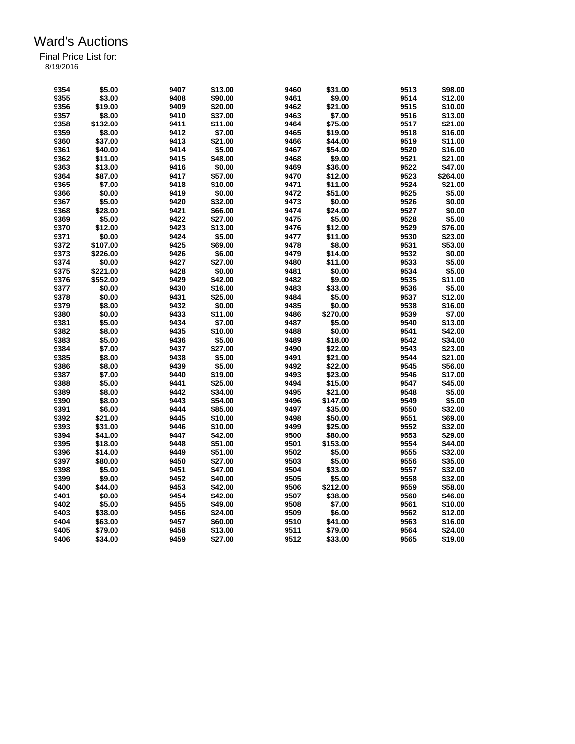# Ward's Auctions

Final Price List for:

8/19/2016

| Lot | Price | Lot | Price | Lot | Price | Lot | Price |
|---|---|---|---|---|---|---|---|
| 9354 | $5.00 | 9407 | $13.00 | 9460 | $31.00 | 9513 | $98.00 |
| 9355 | $3.00 | 9408 | $90.00 | 9461 | $9.00 | 9514 | $12.00 |
| 9356 | $19.00 | 9409 | $20.00 | 9462 | $21.00 | 9515 | $10.00 |
| 9357 | $8.00 | 9410 | $37.00 | 9463 | $7.00 | 9516 | $13.00 |
| 9358 | $132.00 | 9411 | $11.00 | 9464 | $75.00 | 9517 | $21.00 |
| 9359 | $8.00 | 9412 | $7.00 | 9465 | $19.00 | 9518 | $16.00 |
| 9360 | $37.00 | 9413 | $21.00 | 9466 | $44.00 | 9519 | $11.00 |
| 9361 | $40.00 | 9414 | $5.00 | 9467 | $54.00 | 9520 | $16.00 |
| 9362 | $11.00 | 9415 | $48.00 | 9468 | $9.00 | 9521 | $21.00 |
| 9363 | $13.00 | 9416 | $0.00 | 9469 | $36.00 | 9522 | $47.00 |
| 9364 | $87.00 | 9417 | $57.00 | 9470 | $12.00 | 9523 | $264.00 |
| 9365 | $7.00 | 9418 | $10.00 | 9471 | $11.00 | 9524 | $21.00 |
| 9366 | $0.00 | 9419 | $0.00 | 9472 | $51.00 | 9525 | $5.00 |
| 9367 | $5.00 | 9420 | $32.00 | 9473 | $0.00 | 9526 | $0.00 |
| 9368 | $28.00 | 9421 | $66.00 | 9474 | $24.00 | 9527 | $0.00 |
| 9369 | $5.00 | 9422 | $27.00 | 9475 | $5.00 | 9528 | $5.00 |
| 9370 | $12.00 | 9423 | $13.00 | 9476 | $12.00 | 9529 | $76.00 |
| 9371 | $0.00 | 9424 | $5.00 | 9477 | $11.00 | 9530 | $23.00 |
| 9372 | $107.00 | 9425 | $69.00 | 9478 | $8.00 | 9531 | $53.00 |
| 9373 | $226.00 | 9426 | $6.00 | 9479 | $14.00 | 9532 | $0.00 |
| 9374 | $0.00 | 9427 | $27.00 | 9480 | $11.00 | 9533 | $5.00 |
| 9375 | $221.00 | 9428 | $0.00 | 9481 | $0.00 | 9534 | $5.00 |
| 9376 | $552.00 | 9429 | $42.00 | 9482 | $9.00 | 9535 | $11.00 |
| 9377 | $0.00 | 9430 | $16.00 | 9483 | $33.00 | 9536 | $5.00 |
| 9378 | $0.00 | 9431 | $25.00 | 9484 | $5.00 | 9537 | $12.00 |
| 9379 | $8.00 | 9432 | $0.00 | 9485 | $0.00 | 9538 | $16.00 |
| 9380 | $0.00 | 9433 | $11.00 | 9486 | $270.00 | 9539 | $7.00 |
| 9381 | $5.00 | 9434 | $7.00 | 9487 | $5.00 | 9540 | $13.00 |
| 9382 | $8.00 | 9435 | $10.00 | 9488 | $0.00 | 9541 | $42.00 |
| 9383 | $5.00 | 9436 | $5.00 | 9489 | $18.00 | 9542 | $34.00 |
| 9384 | $7.00 | 9437 | $27.00 | 9490 | $22.00 | 9543 | $23.00 |
| 9385 | $8.00 | 9438 | $5.00 | 9491 | $21.00 | 9544 | $21.00 |
| 9386 | $8.00 | 9439 | $5.00 | 9492 | $22.00 | 9545 | $56.00 |
| 9387 | $7.00 | 9440 | $19.00 | 9493 | $23.00 | 9546 | $17.00 |
| 9388 | $5.00 | 9441 | $25.00 | 9494 | $15.00 | 9547 | $45.00 |
| 9389 | $8.00 | 9442 | $34.00 | 9495 | $21.00 | 9548 | $5.00 |
| 9390 | $8.00 | 9443 | $54.00 | 9496 | $147.00 | 9549 | $5.00 |
| 9391 | $6.00 | 9444 | $85.00 | 9497 | $35.00 | 9550 | $32.00 |
| 9392 | $21.00 | 9445 | $10.00 | 9498 | $50.00 | 9551 | $69.00 |
| 9393 | $31.00 | 9446 | $10.00 | 9499 | $25.00 | 9552 | $32.00 |
| 9394 | $41.00 | 9447 | $42.00 | 9500 | $80.00 | 9553 | $29.00 |
| 9395 | $18.00 | 9448 | $51.00 | 9501 | $153.00 | 9554 | $44.00 |
| 9396 | $14.00 | 9449 | $51.00 | 9502 | $5.00 | 9555 | $32.00 |
| 9397 | $80.00 | 9450 | $27.00 | 9503 | $5.00 | 9556 | $35.00 |
| 9398 | $5.00 | 9451 | $47.00 | 9504 | $33.00 | 9557 | $32.00 |
| 9399 | $9.00 | 9452 | $40.00 | 9505 | $5.00 | 9558 | $32.00 |
| 9400 | $44.00 | 9453 | $42.00 | 9506 | $212.00 | 9559 | $58.00 |
| 9401 | $0.00 | 9454 | $42.00 | 9507 | $38.00 | 9560 | $46.00 |
| 9402 | $5.00 | 9455 | $49.00 | 9508 | $7.00 | 9561 | $10.00 |
| 9403 | $38.00 | 9456 | $24.00 | 9509 | $6.00 | 9562 | $12.00 |
| 9404 | $63.00 | 9457 | $60.00 | 9510 | $41.00 | 9563 | $16.00 |
| 9405 | $79.00 | 9458 | $13.00 | 9511 | $79.00 | 9564 | $24.00 |
| 9406 | $34.00 | 9459 | $27.00 | 9512 | $33.00 | 9565 | $19.00 |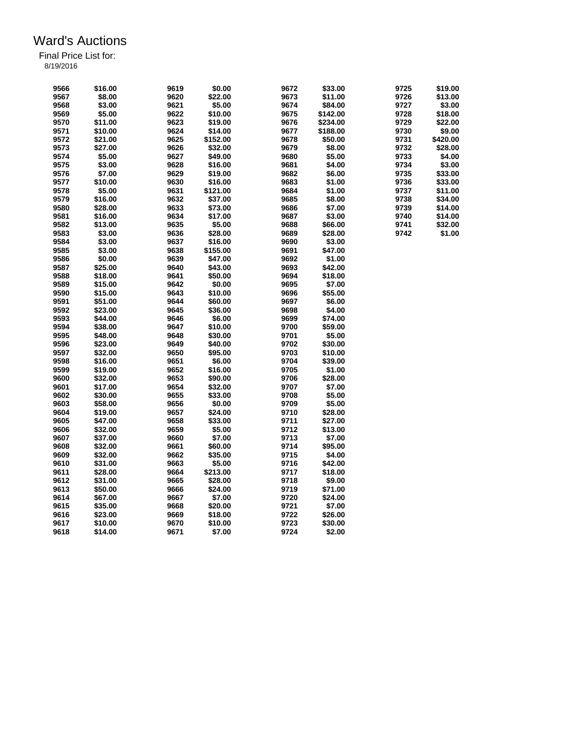# Ward's Auctions

Final Price List for:
8/19/2016

| | | | | | | | |
|---|---|---|---|---|---|---|---|
| 9566 | $16.00 | 9619 | $0.00 | 9672 | $33.00 | 9725 | $19.00 |
| 9567 | $8.00 | 9620 | $22.00 | 9673 | $11.00 | 9726 | $13.00 |
| 9568 | $3.00 | 9621 | $5.00 | 9674 | $84.00 | 9727 | $3.00 |
| 9569 | $5.00 | 9622 | $10.00 | 9675 | $142.00 | 9728 | $18.00 |
| 9570 | $11.00 | 9623 | $19.00 | 9676 | $234.00 | 9729 | $22.00 |
| 9571 | $10.00 | 9624 | $14.00 | 9677 | $188.00 | 9730 | $9.00 |
| 9572 | $21.00 | 9625 | $152.00 | 9678 | $50.00 | 9731 | $420.00 |
| 9573 | $27.00 | 9626 | $32.00 | 9679 | $8.00 | 9732 | $28.00 |
| 9574 | $5.00 | 9627 | $49.00 | 9680 | $5.00 | 9733 | $4.00 |
| 9575 | $3.00 | 9628 | $16.00 | 9681 | $4.00 | 9734 | $3.00 |
| 9576 | $7.00 | 9629 | $19.00 | 9682 | $6.00 | 9735 | $33.00 |
| 9577 | $10.00 | 9630 | $16.00 | 9683 | $1.00 | 9736 | $33.00 |
| 9578 | $5.00 | 9631 | $121.00 | 9684 | $1.00 | 9737 | $11.00 |
| 9579 | $16.00 | 9632 | $37.00 | 9685 | $8.00 | 9738 | $34.00 |
| 9580 | $28.00 | 9633 | $73.00 | 9686 | $7.00 | 9739 | $14.00 |
| 9581 | $16.00 | 9634 | $17.00 | 9687 | $3.00 | 9740 | $14.00 |
| 9582 | $13.00 | 9635 | $5.00 | 9688 | $66.00 | 9741 | $32.00 |
| 9583 | $3.00 | 9636 | $28.00 | 9689 | $28.00 | 9742 | $1.00 |
| 9584 | $3.00 | 9637 | $16.00 | 9690 | $3.00 | | |
| 9585 | $3.00 | 9638 | $155.00 | 9691 | $47.00 | | |
| 9586 | $0.00 | 9639 | $47.00 | 9692 | $1.00 | | |
| 9587 | $25.00 | 9640 | $43.00 | 9693 | $42.00 | | |
| 9588 | $18.00 | 9641 | $50.00 | 9694 | $18.00 | | |
| 9589 | $15.00 | 9642 | $0.00 | 9695 | $7.00 | | |
| 9590 | $15.00 | 9643 | $10.00 | 9696 | $55.00 | | |
| 9591 | $51.00 | 9644 | $60.00 | 9697 | $6.00 | | |
| 9592 | $23.00 | 9645 | $36.00 | 9698 | $4.00 | | |
| 9593 | $44.00 | 9646 | $6.00 | 9699 | $74.00 | | |
| 9594 | $38.00 | 9647 | $10.00 | 9700 | $59.00 | | |
| 9595 | $48.00 | 9648 | $30.00 | 9701 | $5.00 | | |
| 9596 | $23.00 | 9649 | $40.00 | 9702 | $30.00 | | |
| 9597 | $32.00 | 9650 | $95.00 | 9703 | $10.00 | | |
| 9598 | $16.00 | 9651 | $6.00 | 9704 | $39.00 | | |
| 9599 | $19.00 | 9652 | $16.00 | 9705 | $1.00 | | |
| 9600 | $32.00 | 9653 | $90.00 | 9706 | $28.00 | | |
| 9601 | $17.00 | 9654 | $32.00 | 9707 | $7.00 | | |
| 9602 | $30.00 | 9655 | $33.00 | 9708 | $5.00 | | |
| 9603 | $58.00 | 9656 | $0.00 | 9709 | $5.00 | | |
| 9604 | $19.00 | 9657 | $24.00 | 9710 | $28.00 | | |
| 9605 | $47.00 | 9658 | $33.00 | 9711 | $27.00 | | |
| 9606 | $32.00 | 9659 | $5.00 | 9712 | $13.00 | | |
| 9607 | $37.00 | 9660 | $7.00 | 9713 | $7.00 | | |
| 9608 | $32.00 | 9661 | $60.00 | 9714 | $95.00 | | |
| 9609 | $32.00 | 9662 | $35.00 | 9715 | $4.00 | | |
| 9610 | $31.00 | 9663 | $5.00 | 9716 | $42.00 | | |
| 9611 | $28.00 | 9664 | $213.00 | 9717 | $18.00 | | |
| 9612 | $31.00 | 9665 | $28.00 | 9718 | $9.00 | | |
| 9613 | $50.00 | 9666 | $24.00 | 9719 | $71.00 | | |
| 9614 | $67.00 | 9667 | $7.00 | 9720 | $24.00 | | |
| 9615 | $35.00 | 9668 | $20.00 | 9721 | $7.00 | | |
| 9616 | $23.00 | 9669 | $18.00 | 9722 | $26.00 | | |
| 9617 | $10.00 | 9670 | $10.00 | 9723 | $30.00 | | |
| 9618 | $14.00 | 9671 | $7.00 | 9724 | $2.00 | | |